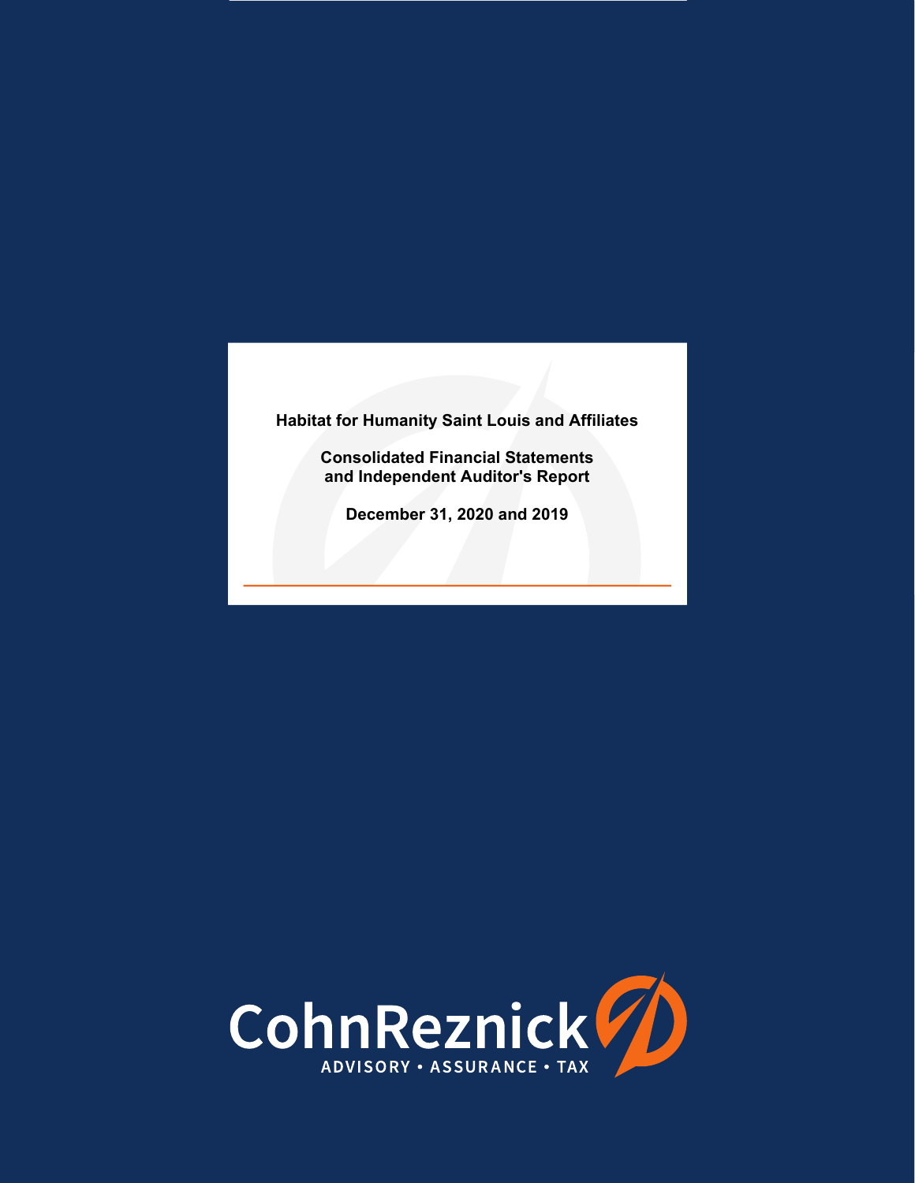# Habitat for Humanity Saint Louis and Affiliates

## Consolidated Financial Statements and Independent Auditor's Report

**December 31, 2020 and 2019**

CohnReznick

ADVISORY • ASSURANCE • TAX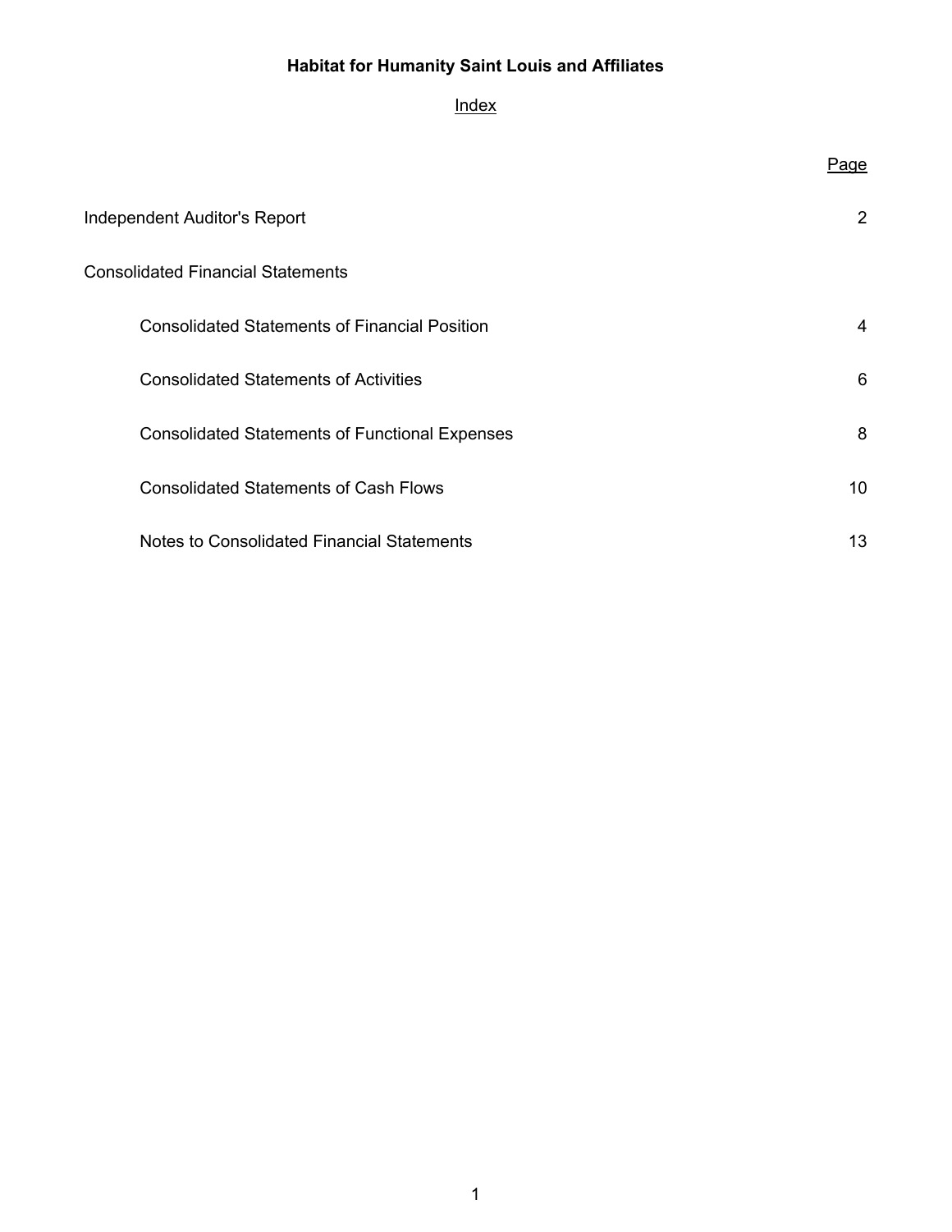# Habitat for Humanity Saint Louis and Affiliates

## Index

| | Page |
|---|---|
| Independent Auditor's Report | 2 |
| Consolidated Financial Statements | |
| Consolidated Statements of Financial Position | 4 |
| Consolidated Statements of Activities | 6 |
| Consolidated Statements of Functional Expenses | 8 |
| Consolidated Statements of Cash Flows | 10 |
| Notes to Consolidated Financial Statements | 13 |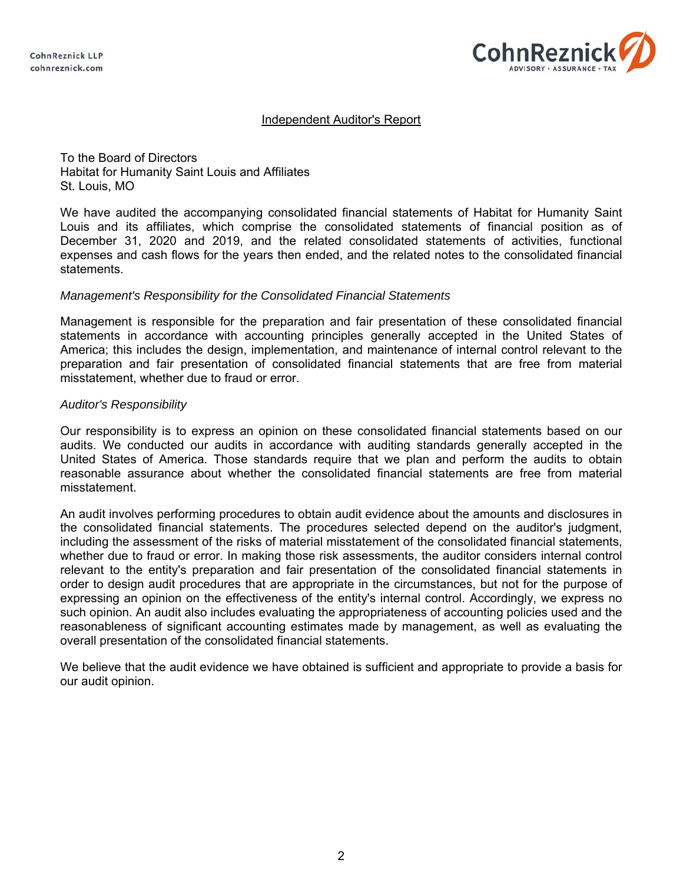CohnReznick LLP
cohnreznick.com

## Independent Auditor's Report

To the Board of Directors
Habitat for Humanity Saint Louis and Affiliates
St. Louis, MO

We have audited the accompanying consolidated financial statements of Habitat for Humanity Saint Louis and its affiliates, which comprise the consolidated statements of financial position as of December 31, 2020 and 2019, and the related consolidated statements of activities, functional expenses and cash flows for the years then ended, and the related notes to the consolidated financial statements.

*Management's Responsibility for the Consolidated Financial Statements*

Management is responsible for the preparation and fair presentation of these consolidated financial statements in accordance with accounting principles generally accepted in the United States of America; this includes the design, implementation, and maintenance of internal control relevant to the preparation and fair presentation of consolidated financial statements that are free from material misstatement, whether due to fraud or error.

*Auditor's Responsibility*

Our responsibility is to express an opinion on these consolidated financial statements based on our audits. We conducted our audits in accordance with auditing standards generally accepted in the United States of America. Those standards require that we plan and perform the audits to obtain reasonable assurance about whether the consolidated financial statements are free from material misstatement.

An audit involves performing procedures to obtain audit evidence about the amounts and disclosures in the consolidated financial statements. The procedures selected depend on the auditor's judgment, including the assessment of the risks of material misstatement of the consolidated financial statements, whether due to fraud or error. In making those risk assessments, the auditor considers internal control relevant to the entity's preparation and fair presentation of the consolidated financial statements in order to design audit procedures that are appropriate in the circumstances, but not for the purpose of expressing an opinion on the effectiveness of the entity's internal control. Accordingly, we express no such opinion. An audit also includes evaluating the appropriateness of accounting policies used and the reasonableness of significant accounting estimates made by management, as well as evaluating the overall presentation of the consolidated financial statements.

We believe that the audit evidence we have obtained is sufficient and appropriate to provide a basis for our audit opinion.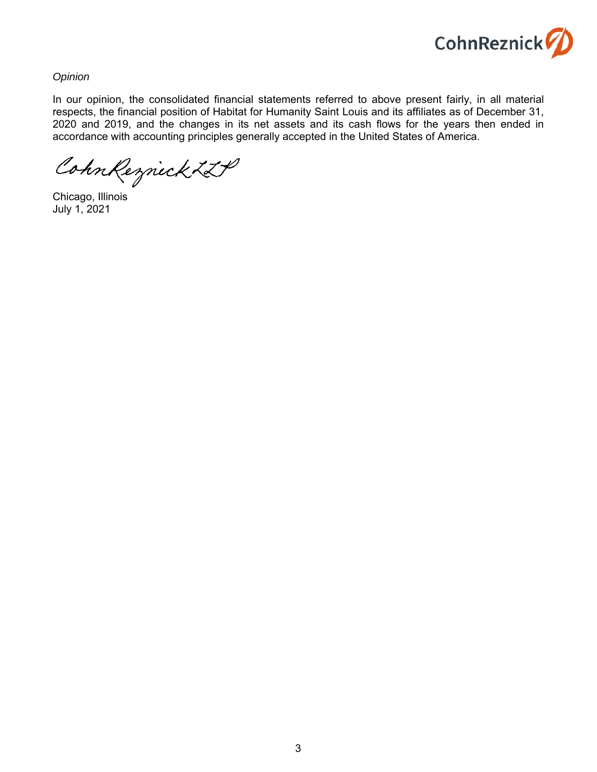*Opinion*

In our opinion, the consolidated financial statements referred to above present fairly, in all material respects, the financial position of Habitat for Humanity Saint Louis and its affiliates as of December 31, 2020 and 2019, and the changes in its net assets and its cash flows for the years then ended in accordance with accounting principles generally accepted in the United States of America.

CohnReznick LLP

Chicago, Illinois
July 1, 2021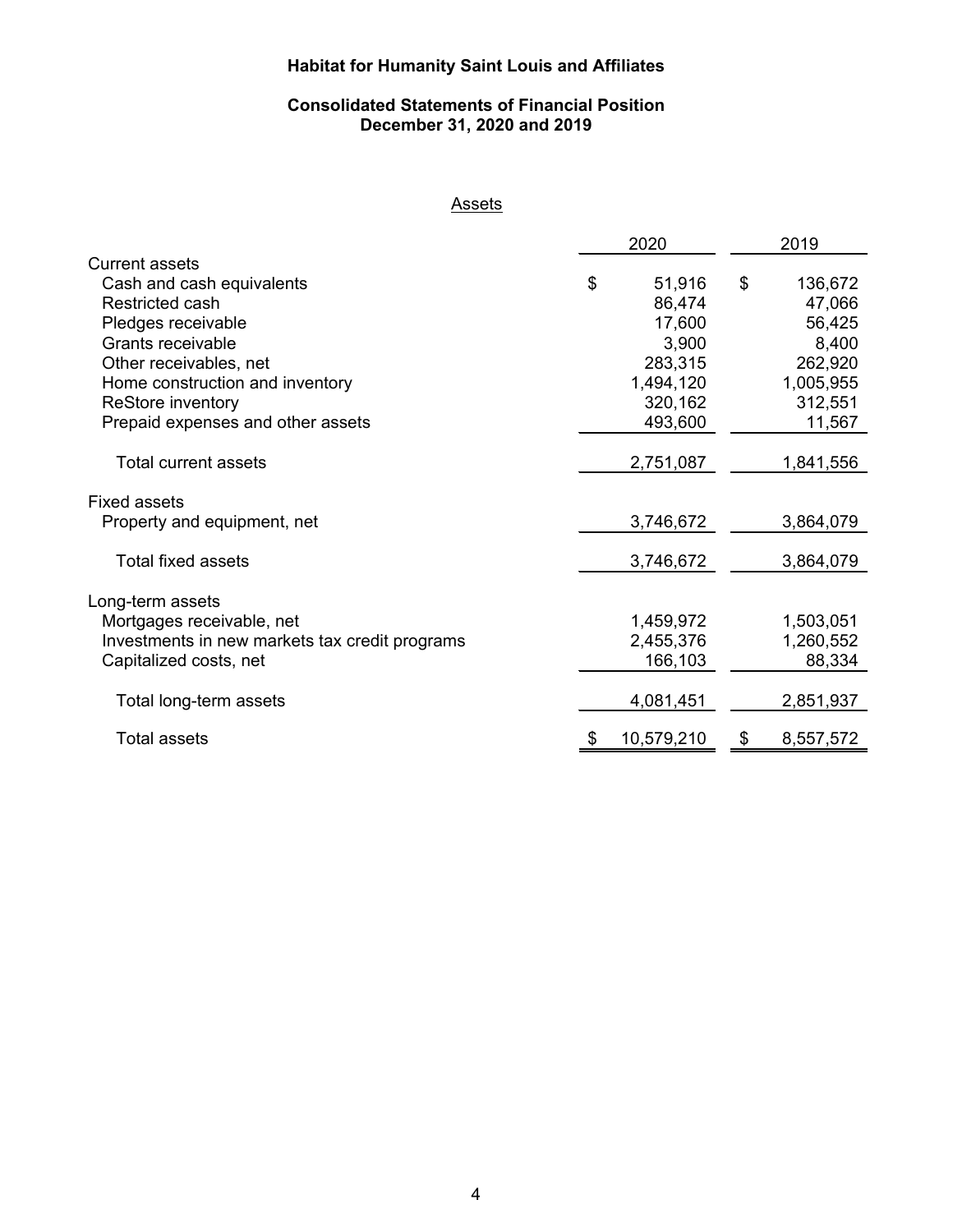# Habitat for Humanity Saint Louis and Affiliates

## Consolidated Statements of Financial Position
## December 31, 2020 and 2019

### Assets

| | 2020 | 2019 |
|---|---|---|
| **Current assets** | | |
| Cash and cash equivalents | $ 51,916 | $ 136,672 |
| Restricted cash | 86,474 | 47,066 |
| Pledges receivable | 17,600 | 56,425 |
| Grants receivable | 3,900 | 8,400 |
| Other receivables, net | 283,315 | 262,920 |
| Home construction and inventory | 1,494,120 | 1,005,955 |
| ReStore inventory | 320,162 | 312,551 |
| Prepaid expenses and other assets | 493,600 | 11,567 |
| Total current assets | 2,751,087 | 1,841,556 |
| **Fixed assets** | | |
| Property and equipment, net | 3,746,672 | 3,864,079 |
| Total fixed assets | 3,746,672 | 3,864,079 |
| **Long-term assets** | | |
| Mortgages receivable, net | 1,459,972 | 1,503,051 |
| Investments in new markets tax credit programs | 2,455,376 | 1,260,552 |
| Capitalized costs, net | 166,103 | 88,334 |
| Total long-term assets | 4,081,451 | 2,851,937 |
| Total assets | $ 10,579,210 | $ 8,557,572 |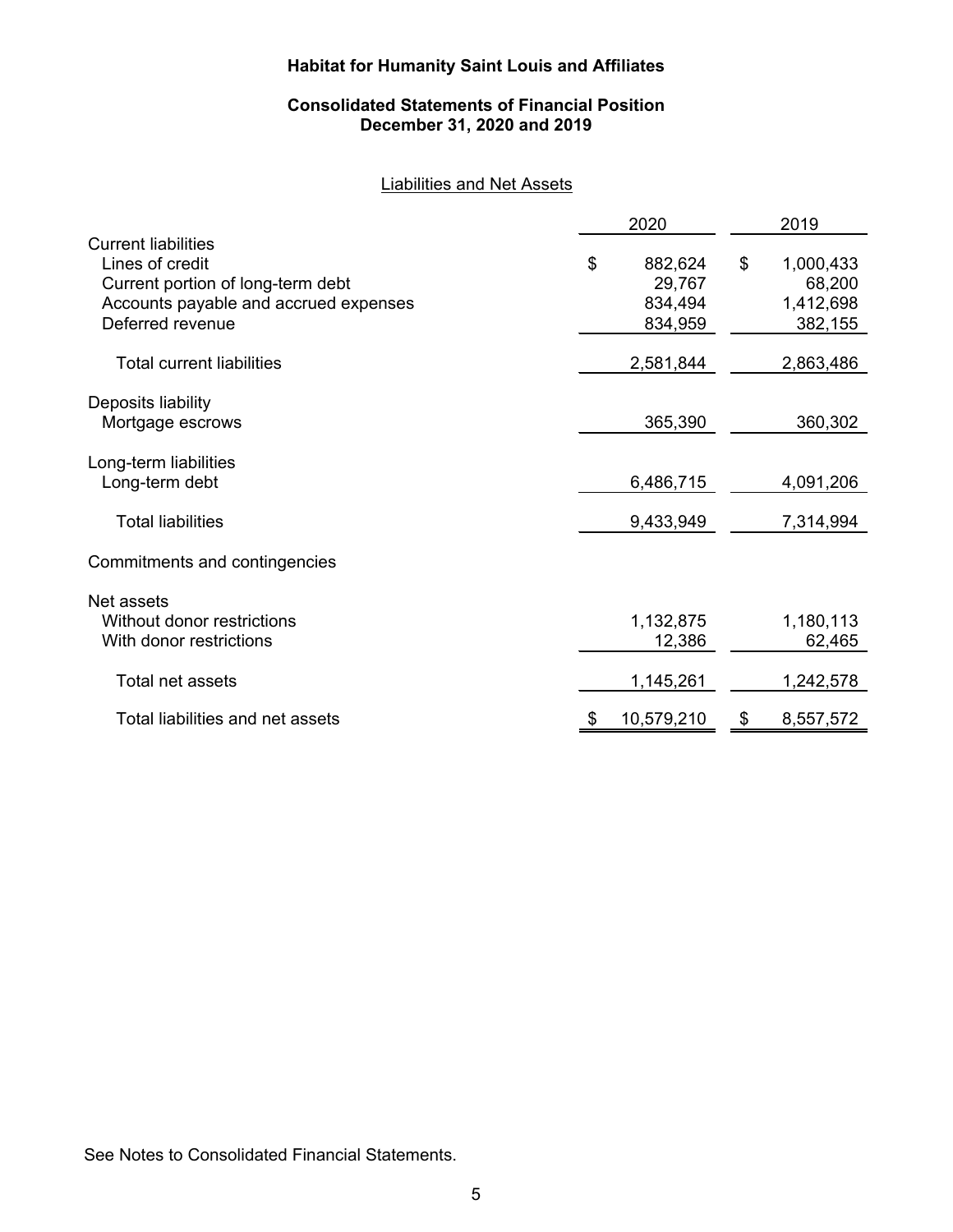**Habitat for Humanity Saint Louis and Affiliates**

**Consolidated Statements of Financial Position**
**December 31, 2020 and 2019**

Liabilities and Net Assets

| | 2020 | 2019 |
|---|---|---|
| Current liabilities | | |
| Lines of credit | $ 882,624 | $ 1,000,433 |
| Current portion of long-term debt | 29,767 | 68,200 |
| Accounts payable and accrued expenses | 834,494 | 1,412,698 |
| Deferred revenue | 834,959 | 382,155 |
| Total current liabilities | 2,581,844 | 2,863,486 |
| Deposits liability | | |
| Mortgage escrows | 365,390 | 360,302 |
| Long-term liabilities | | |
| Long-term debt | 6,486,715 | 4,091,206 |
| Total liabilities | 9,433,949 | 7,314,994 |
| Commitments and contingencies | | |
| Net assets | | |
| Without donor restrictions | 1,132,875 | 1,180,113 |
| With donor restrictions | 12,386 | 62,465 |
| Total net assets | 1,145,261 | 1,242,578 |
| Total liabilities and net assets | $ 10,579,210 | $ 8,557,572 |

See Notes to Consolidated Financial Statements.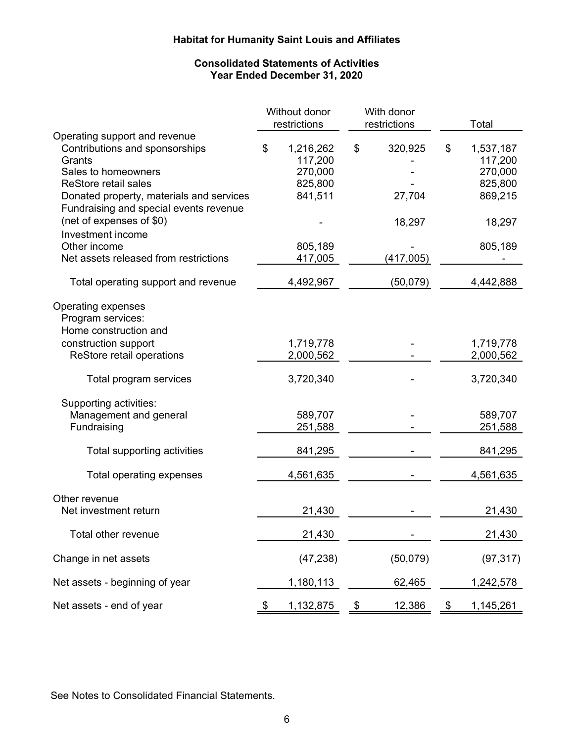# Habitat for Humanity Saint Louis and Affiliates

## Consolidated Statements of Activities
### Year Ended December 31, 2020

| | Without donor restrictions | With donor restrictions | Total |
|---|---|---|---|
| Operating support and revenue | | | |
| Contributions and sponsorships | $ 1,216,262 | $ 320,925 | $ 1,537,187 |
| Grants | 117,200 | - | 117,200 |
| Sales to homeowners | 270,000 | - | 270,000 |
| ReStore retail sales | 825,800 | - | 825,800 |
| Donated property, materials and services | 841,511 | 27,704 | 869,215 |
| Fundraising and special events revenue (net of expenses of $0) | - | 18,297 | 18,297 |
| Investment income | | | |
| Other income | 805,189 | - | 805,189 |
| Net assets released from restrictions | 417,005 | (417,005) | - |
| Total operating support and revenue | 4,492,967 | (50,079) | 4,442,888 |
| Operating expenses | | | |
| Program services: | | | |
| Home construction and construction support | 1,719,778 | - | 1,719,778 |
| ReStore retail operations | 2,000,562 | - | 2,000,562 |
| Total program services | 3,720,340 | - | 3,720,340 |
| Supporting activities: | | | |
| Management and general | 589,707 | - | 589,707 |
| Fundraising | 251,588 | - | 251,588 |
| Total supporting activities | 841,295 | - | 841,295 |
| Total operating expenses | 4,561,635 | - | 4,561,635 |
| Other revenue | | | |
| Net investment return | 21,430 | - | 21,430 |
| Total other revenue | 21,430 | - | 21,430 |
| Change in net assets | (47,238) | (50,079) | (97,317) |
| Net assets - beginning of year | 1,180,113 | 62,465 | 1,242,578 |
| Net assets - end of year | $ 1,132,875 | $ 12,386 | $ 1,145,261 |

See Notes to Consolidated Financial Statements.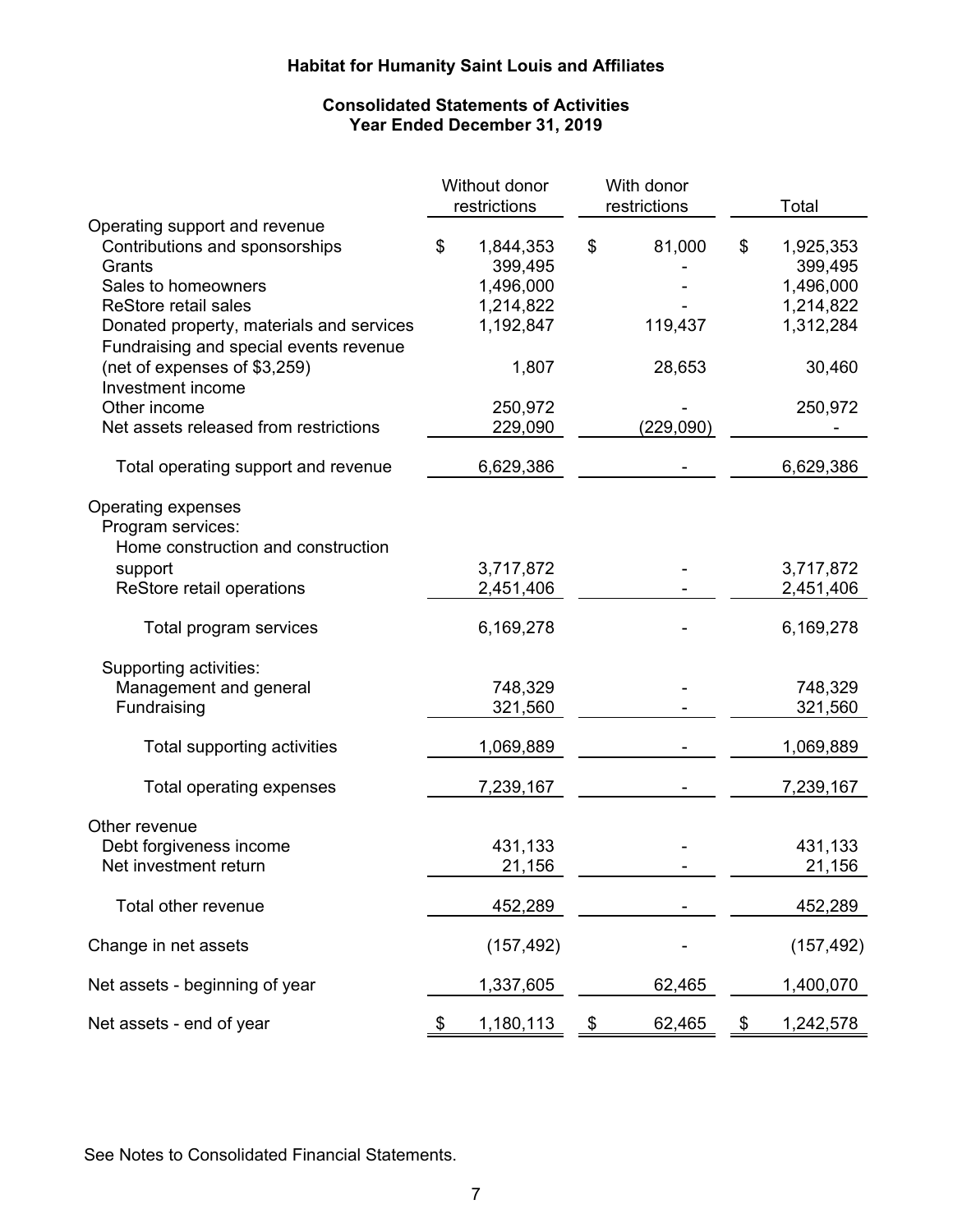**Habitat for Humanity Saint Louis and Affiliates**

**Consolidated Statements of Activities**
**Year Ended December 31, 2019**

| | Without donor restrictions | With donor restrictions | Total |
|---|---|---|---|
| Operating support and revenue | | | |
| Contributions and sponsorships | $ 1,844,353 | $ 81,000 | $ 1,925,353 |
| Grants | 399,495 | - | 399,495 |
| Sales to homeowners | 1,496,000 | - | 1,496,000 |
| ReStore retail sales | 1,214,822 | - | 1,214,822 |
| Donated property, materials and services | 1,192,847 | 119,437 | 1,312,284 |
| Fundraising and special events revenue (net of expenses of $3,259) | 1,807 | 28,653 | 30,460 |
| Investment income | | | |
| Other income | 250,972 | - | 250,972 |
| Net assets released from restrictions | 229,090 | (229,090) | - |
| Total operating support and revenue | 6,629,386 | - | 6,629,386 |
| Operating expenses | | | |
| Program services: | | | |
| Home construction and construction support | 3,717,872 | - | 3,717,872 |
| ReStore retail operations | 2,451,406 | - | 2,451,406 |
| Total program services | 6,169,278 | - | 6,169,278 |
| Supporting activities: | | | |
| Management and general | 748,329 | - | 748,329 |
| Fundraising | 321,560 | - | 321,560 |
| Total supporting activities | 1,069,889 | - | 1,069,889 |
| Total operating expenses | 7,239,167 | - | 7,239,167 |
| Other revenue | | | |
| Debt forgiveness income | 431,133 | - | 431,133 |
| Net investment return | 21,156 | - | 21,156 |
| Total other revenue | 452,289 | - | 452,289 |
| Change in net assets | (157,492) | - | (157,492) |
| Net assets - beginning of year | 1,337,605 | 62,465 | 1,400,070 |
| Net assets - end of year | $ 1,180,113 | $ 62,465 | $ 1,242,578 |

See Notes to Consolidated Financial Statements.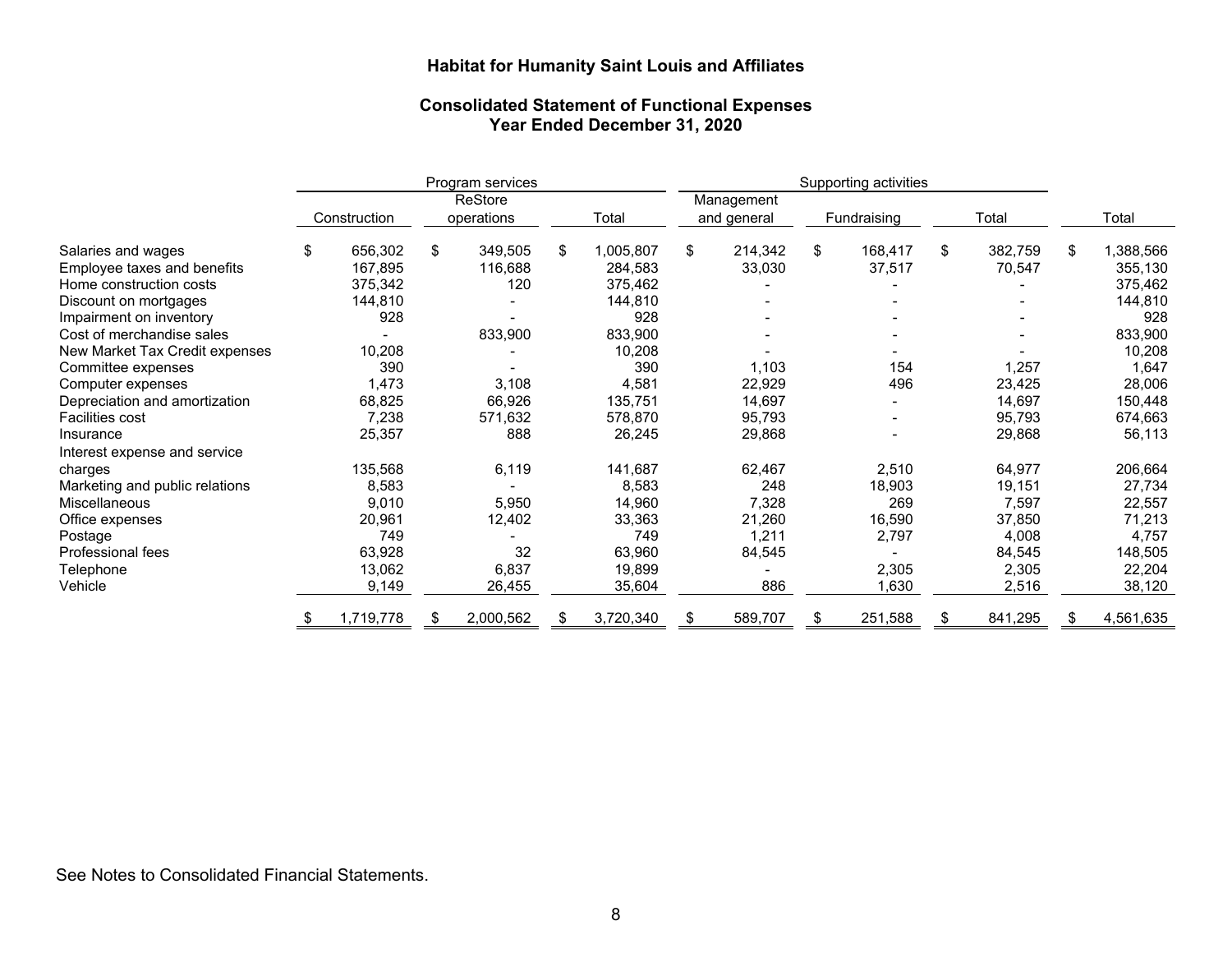# Habitat for Humanity Saint Louis and Affiliates

## Consolidated Statement of Functional Expenses
## Year Ended December 31, 2020

| | Program services | | | Supporting activities | | | |
|---|---|---|---|---|---|---|---|
| | Construction | ReStore operations | Total | Management and general | Fundraising | Total | Total |
| Salaries and wages | $ 656,302 | $ 349,505 | $ 1,005,807 | $ 214,342 | $ 168,417 | $ 382,759 | $ 1,388,566 |
| Employee taxes and benefits | 167,895 | 116,688 | 284,583 | 33,030 | 37,517 | 70,547 | 355,130 |
| Home construction costs | 375,342 | 120 | 375,462 | - | - | - | 375,462 |
| Discount on mortgages | 144,810 | - | 144,810 | - | - | - | 144,810 |
| Impairment on inventory | 928 | - | 928 | - | - | - | 928 |
| Cost of merchandise sales | - | 833,900 | 833,900 | - | - | - | 833,900 |
| New Market Tax Credit expenses | 10,208 | - | 10,208 | - | - | - | 10,208 |
| Committee expenses | 390 | - | 390 | 1,103 | 154 | 1,257 | 1,647 |
| Computer expenses | 1,473 | 3,108 | 4,581 | 22,929 | 496 | 23,425 | 28,006 |
| Depreciation and amortization | 68,825 | 66,926 | 135,751 | 14,697 | - | 14,697 | 150,448 |
| Facilities cost | 7,238 | 571,632 | 578,870 | 95,793 | - | 95,793 | 674,663 |
| Insurance | 25,357 | 888 | 26,245 | 29,868 | - | 29,868 | 56,113 |
| Interest expense and service charges | 135,568 | 6,119 | 141,687 | 62,467 | 2,510 | 64,977 | 206,664 |
| Marketing and public relations | 8,583 | - | 8,583 | 248 | 18,903 | 19,151 | 27,734 |
| Miscellaneous | 9,010 | 5,950 | 14,960 | 7,328 | 269 | 7,597 | 22,557 |
| Office expenses | 20,961 | 12,402 | 33,363 | 21,260 | 16,590 | 37,850 | 71,213 |
| Postage | 749 | - | 749 | 1,211 | 2,797 | 4,008 | 4,757 |
| Professional fees | 63,928 | 32 | 63,960 | 84,545 | - | 84,545 | 148,505 |
| Telephone | 13,062 | 6,837 | 19,899 | - | 2,305 | 2,305 | 22,204 |
| Vehicle | 9,149 | 26,455 | 35,604 | 886 | 1,630 | 2,516 | 38,120 |
| | $ 1,719,778 | $ 2,000,562 | $ 3,720,340 | $ 589,707 | $ 251,588 | $ 841,295 | $ 4,561,635 |

See Notes to Consolidated Financial Statements.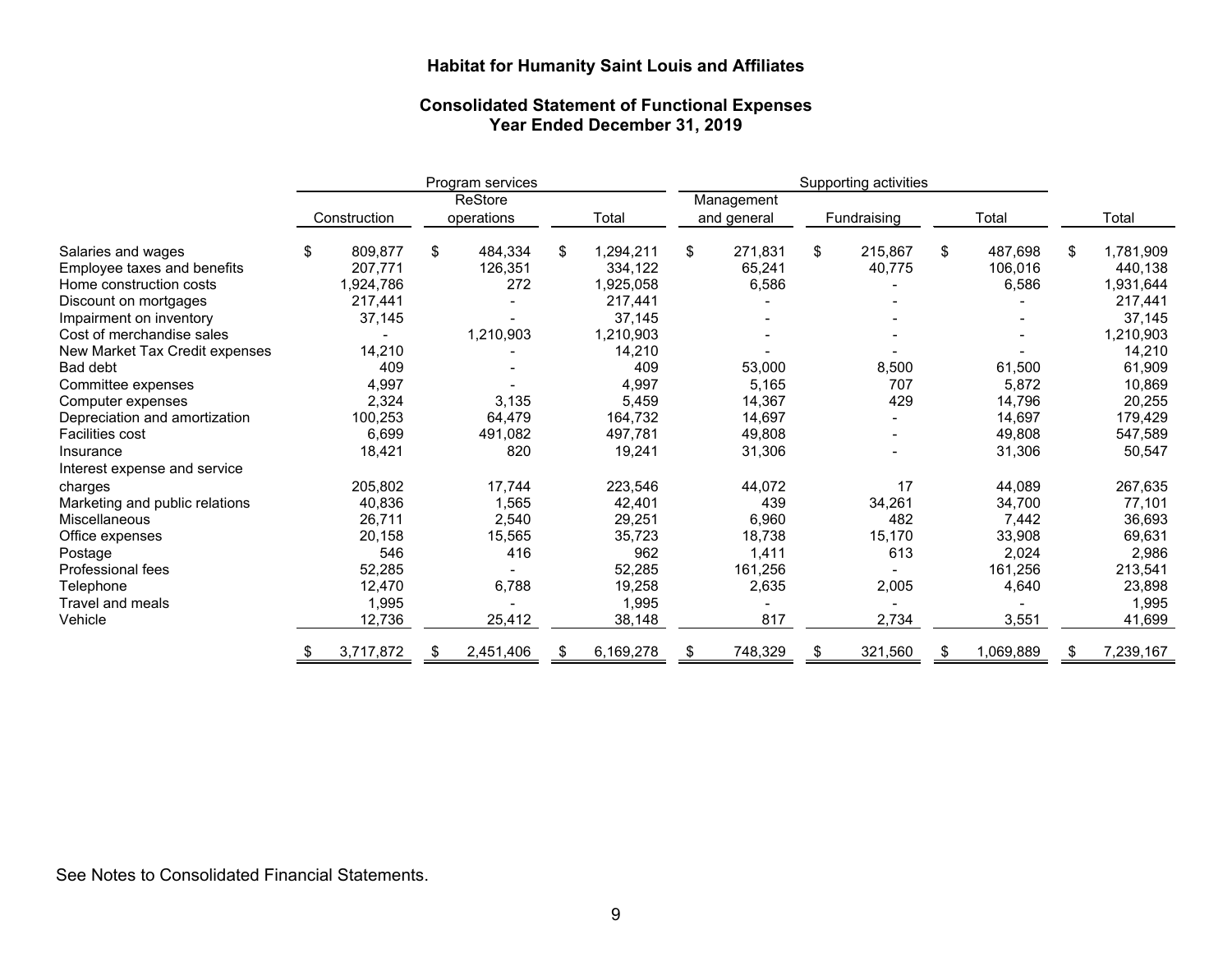# Habitat for Humanity Saint Louis and Affiliates

## Consolidated Statement of Functional Expenses
## Year Ended December 31, 2019

| | Program services | | | Supporting activities | | | |
|---|---|---|---|---|---|---|---|
| | Construction | ReStore operations | Total | Management and general | Fundraising | Total | Total |
| Salaries and wages | $ 809,877 | $ 484,334 | $ 1,294,211 | $ 271,831 | $ 215,867 | $ 487,698 | $ 1,781,909 |
| Employee taxes and benefits | 207,771 | 126,351 | 334,122 | 65,241 | 40,775 | 106,016 | 440,138 |
| Home construction costs | 1,924,786 | 272 | 1,925,058 | 6,586 | - | 6,586 | 1,931,644 |
| Discount on mortgages | 217,441 | - | 217,441 | - | - | - | 217,441 |
| Impairment on inventory | 37,145 | - | 37,145 | - | - | - | 37,145 |
| Cost of merchandise sales | - | 1,210,903 | 1,210,903 | - | - | - | 1,210,903 |
| New Market Tax Credit expenses | 14,210 | - | 14,210 | - | - | - | 14,210 |
| Bad debt | 409 | - | 409 | 53,000 | 8,500 | 61,500 | 61,909 |
| Committee expenses | 4,997 | - | 4,997 | 5,165 | 707 | 5,872 | 10,869 |
| Computer expenses | 2,324 | 3,135 | 5,459 | 14,367 | 429 | 14,796 | 20,255 |
| Depreciation and amortization | 100,253 | 64,479 | 164,732 | 14,697 | - | 14,697 | 179,429 |
| Facilities cost | 6,699 | 491,082 | 497,781 | 49,808 | - | 49,808 | 547,589 |
| Insurance | 18,421 | 820 | 19,241 | 31,306 | - | 31,306 | 50,547 |
| Interest expense and service charges | 205,802 | 17,744 | 223,546 | 44,072 | 17 | 44,089 | 267,635 |
| Marketing and public relations | 40,836 | 1,565 | 42,401 | 439 | 34,261 | 34,700 | 77,101 |
| Miscellaneous | 26,711 | 2,540 | 29,251 | 6,960 | 482 | 7,442 | 36,693 |
| Office expenses | 20,158 | 15,565 | 35,723 | 18,738 | 15,170 | 33,908 | 69,631 |
| Postage | 546 | 416 | 962 | 1,411 | 613 | 2,024 | 2,986 |
| Professional fees | 52,285 | - | 52,285 | 161,256 | - | 161,256 | 213,541 |
| Telephone | 12,470 | 6,788 | 19,258 | 2,635 | 2,005 | 4,640 | 23,898 |
| Travel and meals | 1,995 | - | 1,995 | - | - | - | 1,995 |
| Vehicle | 12,736 | 25,412 | 38,148 | 817 | 2,734 | 3,551 | 41,699 |
| | $ 3,717,872 | $ 2,451,406 | $ 6,169,278 | $ 748,329 | $ 321,560 | $ 1,069,889 | $ 7,239,167 |

See Notes to Consolidated Financial Statements.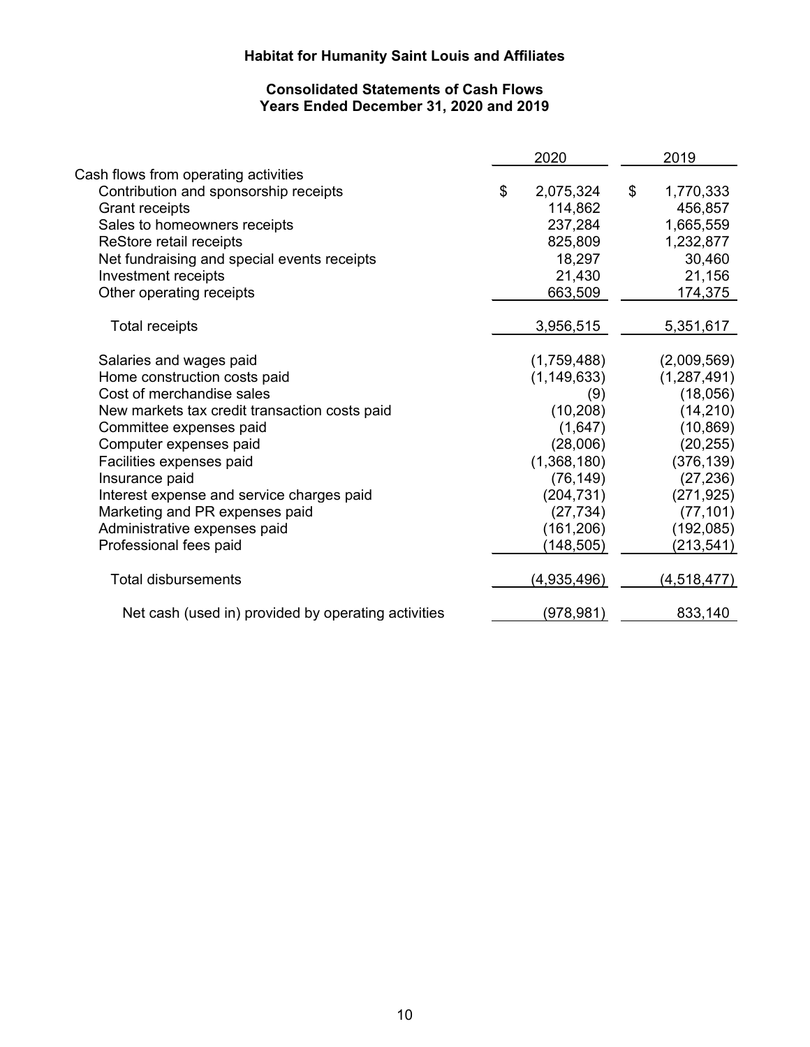# Habitat for Humanity Saint Louis and Affiliates

## Consolidated Statements of Cash Flows
## Years Ended December 31, 2020 and 2019

| | 2020 | 2019 |
|---|---|---|
| Cash flows from operating activities | | |
| Contribution and sponsorship receipts | $ 2,075,324 | $ 1,770,333 |
| Grant receipts | 114,862 | 456,857 |
| Sales to homeowners receipts | 237,284 | 1,665,559 |
| ReStore retail receipts | 825,809 | 1,232,877 |
| Net fundraising and special events receipts | 18,297 | 30,460 |
| Investment receipts | 21,430 | 21,156 |
| Other operating receipts | 663,509 | 174,375 |
| Total receipts | 3,956,515 | 5,351,617 |
| Salaries and wages paid | (1,759,488) | (2,009,569) |
| Home construction costs paid | (1,149,633) | (1,287,491) |
| Cost of merchandise sales | (9) | (18,056) |
| New markets tax credit transaction costs paid | (10,208) | (14,210) |
| Committee expenses paid | (1,647) | (10,869) |
| Computer expenses paid | (28,006) | (20,255) |
| Facilities expenses paid | (1,368,180) | (376,139) |
| Insurance paid | (76,149) | (27,236) |
| Interest expense and service charges paid | (204,731) | (271,925) |
| Marketing and PR expenses paid | (27,734) | (77,101) |
| Administrative expenses paid | (161,206) | (192,085) |
| Professional fees paid | (148,505) | (213,541) |
| Total disbursements | (4,935,496) | (4,518,477) |
| Net cash (used in) provided by operating activities | (978,981) | 833,140 |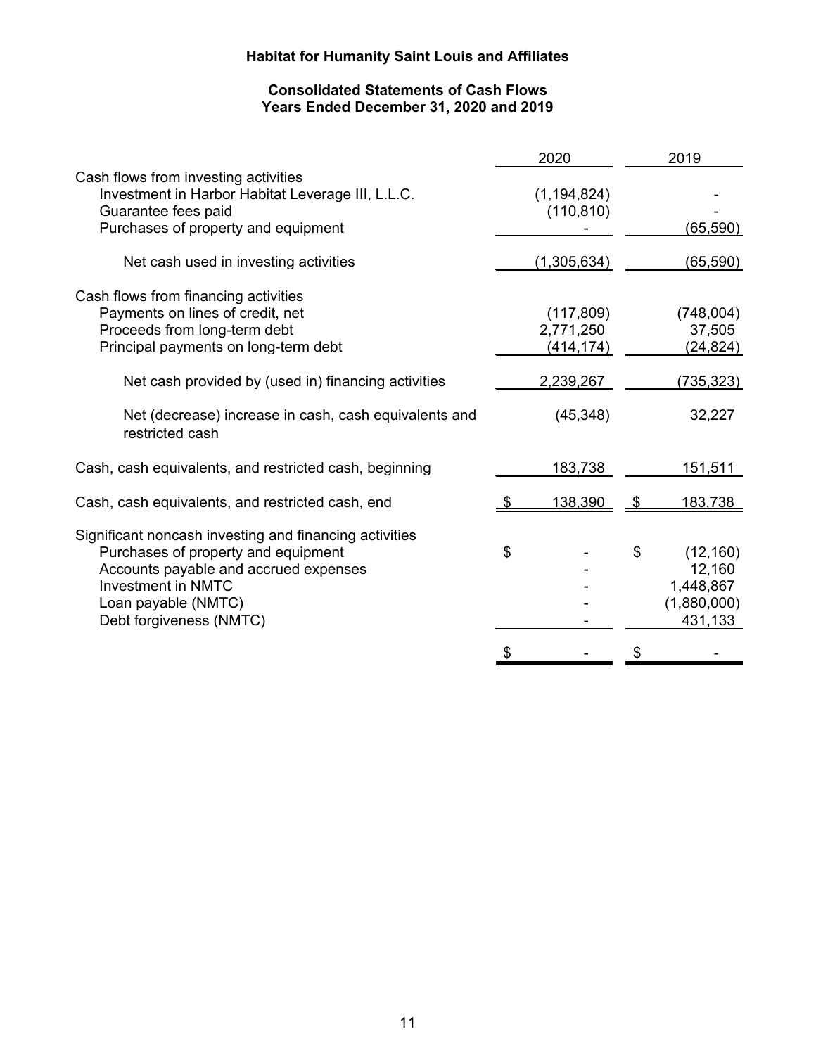# Habitat for Humanity Saint Louis and Affiliates

## Consolidated Statements of Cash Flows
## Years Ended December 31, 2020 and 2019

| | 2020 | 2019 |
|---|---|---|
| **Cash flows from investing activities** | | |
| Investment in Harbor Habitat Leverage III, L.L.C. | (1,194,824) | - |
| Guarantee fees paid | (110,810) | - |
| Purchases of property and equipment | - | (65,590) |
| Net cash used in investing activities | (1,305,634) | (65,590) |
| **Cash flows from financing activities** | | |
| Payments on lines of credit, net | (117,809) | (748,004) |
| Proceeds from long-term debt | 2,771,250 | 37,505 |
| Principal payments on long-term debt | (414,174) | (24,824) |
| Net cash provided by (used in) financing activities | 2,239,267 | (735,323) |
| Net (decrease) increase in cash, cash equivalents and restricted cash | (45,348) | 32,227 |
| Cash, cash equivalents, and restricted cash, beginning | 183,738 | 151,511 |
| Cash, cash equivalents, and restricted cash, end | $ 138,390 | $ 183,738 |
| **Significant noncash investing and financing activities** | | |
| Purchases of property and equipment | $ - | $ (12,160) |
| Accounts payable and accrued expenses | - | 12,160 |
| Investment in NMTC | - | 1,448,867 |
| Loan payable (NMTC) | - | (1,880,000) |
| Debt forgiveness (NMTC) | - | 431,133 |
| | $ - | $ - |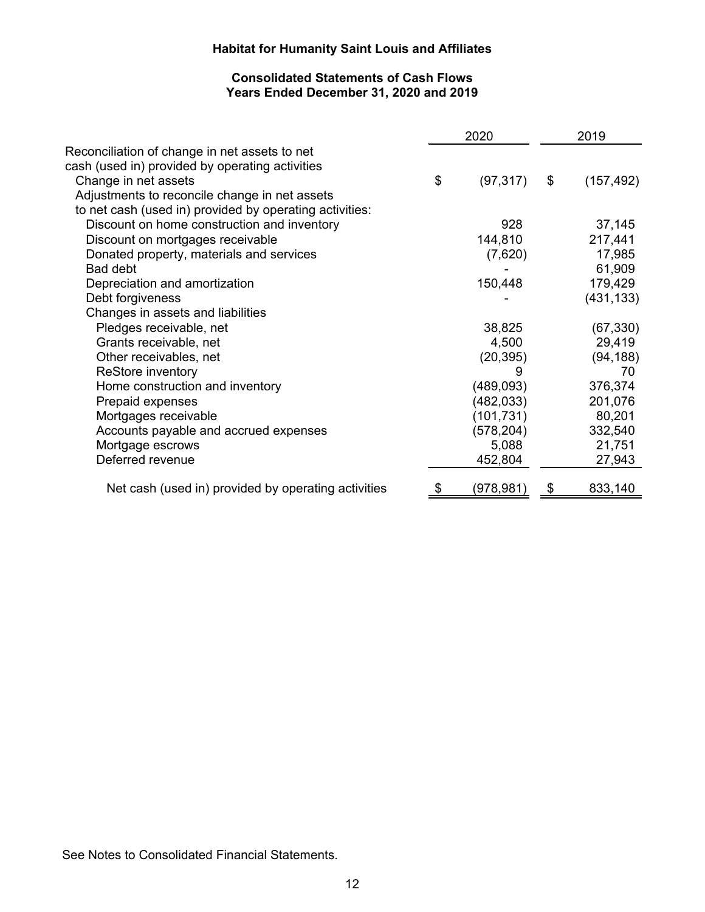# Habitat for Humanity Saint Louis and Affiliates

## Consolidated Statements of Cash Flows
### Years Ended December 31, 2020 and 2019

| | 2020 | 2019 |
|---|---|---|
| Reconciliation of change in net assets to net cash (used in) provided by operating activities | | |
| Change in net assets | $ (97,317) | $ (157,492) |
| Adjustments to reconcile change in net assets to net cash (used in) provided by operating activities: | | |
| Discount on home construction and inventory | 928 | 37,145 |
| Discount on mortgages receivable | 144,810 | 217,441 |
| Donated property, materials and services | (7,620) | 17,985 |
| Bad debt | - | 61,909 |
| Depreciation and amortization | 150,448 | 179,429 |
| Debt forgiveness | - | (431,133) |
| Changes in assets and liabilities | | |
| Pledges receivable, net | 38,825 | (67,330) |
| Grants receivable, net | 4,500 | 29,419 |
| Other receivables, net | (20,395) | (94,188) |
| ReStore inventory | 9 | 70 |
| Home construction and inventory | (489,093) | 376,374 |
| Prepaid expenses | (482,033) | 201,076 |
| Mortgages receivable | (101,731) | 80,201 |
| Accounts payable and accrued expenses | (578,204) | 332,540 |
| Mortgage escrows | 5,088 | 21,751 |
| Deferred revenue | 452,804 | 27,943 |
| Net cash (used in) provided by operating activities | $ (978,981) | $ 833,140 |

See Notes to Consolidated Financial Statements.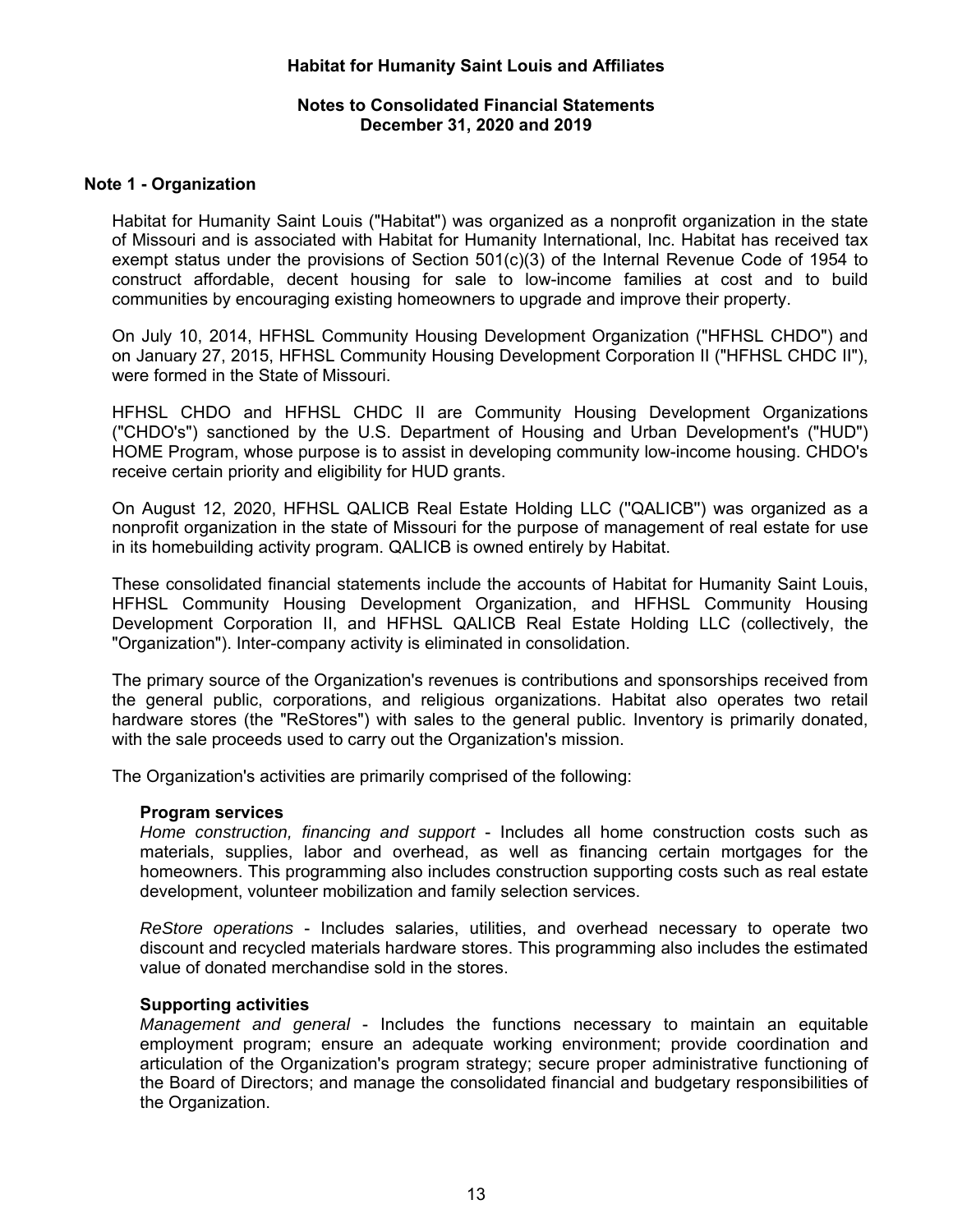**Habitat for Humanity Saint Louis and Affiliates**

**Notes to Consolidated Financial Statements**
**December 31, 2020 and 2019**

## Note 1 - Organization

Habitat for Humanity Saint Louis ("Habitat") was organized as a nonprofit organization in the state of Missouri and is associated with Habitat for Humanity International, Inc. Habitat has received tax exempt status under the provisions of Section 501(c)(3) of the Internal Revenue Code of 1954 to construct affordable, decent housing for sale to low-income families at cost and to build communities by encouraging existing homeowners to upgrade and improve their property.

On July 10, 2014, HFHSL Community Housing Development Organization ("HFHSL CHDO") and on January 27, 2015, HFHSL Community Housing Development Corporation II ("HFHSL CHDC II"), were formed in the State of Missouri.

HFHSL CHDO and HFHSL CHDC II are Community Housing Development Organizations ("CHDO's") sanctioned by the U.S. Department of Housing and Urban Development's ("HUD") HOME Program, whose purpose is to assist in developing community low-income housing. CHDO's receive certain priority and eligibility for HUD grants.

On August 12, 2020, HFHSL QALICB Real Estate Holding LLC ("QALICB") was organized as a nonprofit organization in the state of Missouri for the purpose of management of real estate for use in its homebuilding activity program. QALICB is owned entirely by Habitat.

These consolidated financial statements include the accounts of Habitat for Humanity Saint Louis, HFHSL Community Housing Development Organization, and HFHSL Community Housing Development Corporation II, and HFHSL QALICB Real Estate Holding LLC (collectively, the "Organization"). Inter-company activity is eliminated in consolidation.

The primary source of the Organization's revenues is contributions and sponsorships received from the general public, corporations, and religious organizations. Habitat also operates two retail hardware stores (the "ReStores") with sales to the general public. Inventory is primarily donated, with the sale proceeds used to carry out the Organization's mission.

The Organization's activities are primarily comprised of the following:

### Program services

*Home construction, financing and support* - Includes all home construction costs such as materials, supplies, labor and overhead, as well as financing certain mortgages for the homeowners. This programming also includes construction supporting costs such as real estate development, volunteer mobilization and family selection services.

*ReStore operations* - Includes salaries, utilities, and overhead necessary to operate two discount and recycled materials hardware stores. This programming also includes the estimated value of donated merchandise sold in the stores.

### Supporting activities

*Management and general* - Includes the functions necessary to maintain an equitable employment program; ensure an adequate working environment; provide coordination and articulation of the Organization's program strategy; secure proper administrative functioning of the Board of Directors; and manage the consolidated financial and budgetary responsibilities of the Organization.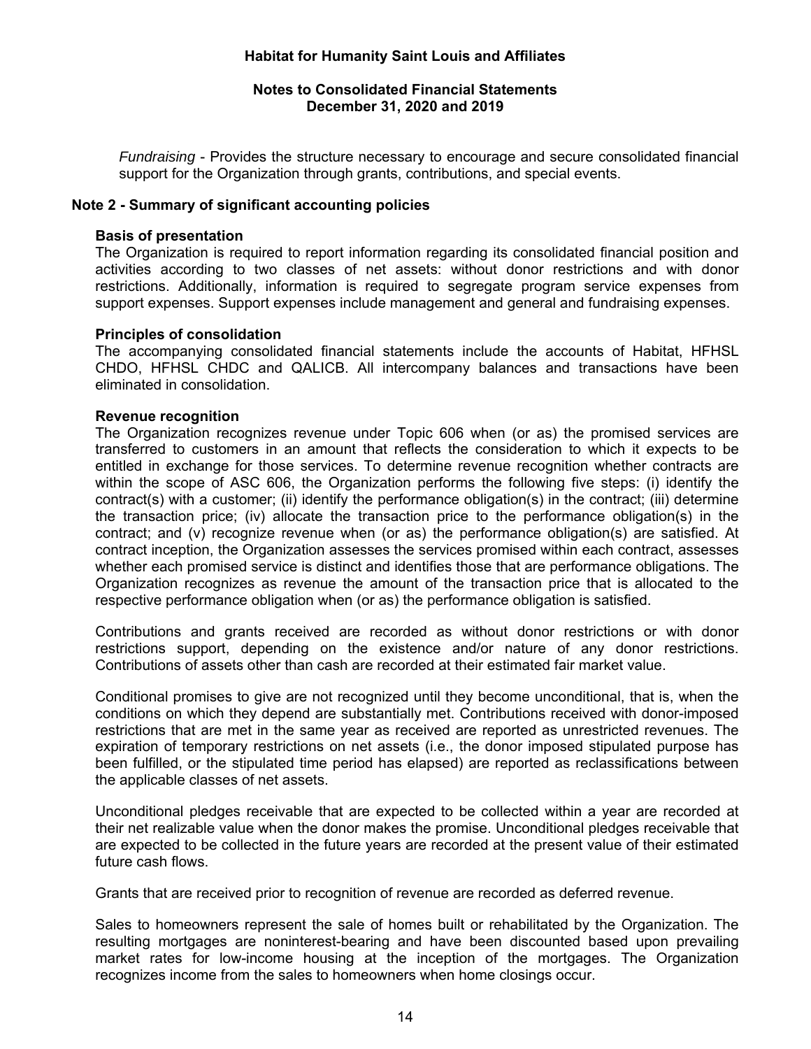*Fundraising* - Provides the structure necessary to encourage and secure consolidated financial support for the Organization through grants, contributions, and special events.

## Note 2 - Summary of significant accounting policies

### Basis of presentation

The Organization is required to report information regarding its consolidated financial position and activities according to two classes of net assets: without donor restrictions and with donor restrictions. Additionally, information is required to segregate program service expenses from support expenses. Support expenses include management and general and fundraising expenses.

### Principles of consolidation

The accompanying consolidated financial statements include the accounts of Habitat, HFHSL CHDO, HFHSL CHDC and QALICB. All intercompany balances and transactions have been eliminated in consolidation.

### Revenue recognition

The Organization recognizes revenue under Topic 606 when (or as) the promised services are transferred to customers in an amount that reflects the consideration to which it expects to be entitled in exchange for those services. To determine revenue recognition whether contracts are within the scope of ASC 606, the Organization performs the following five steps: (i) identify the contract(s) with a customer; (ii) identify the performance obligation(s) in the contract; (iii) determine the transaction price; (iv) allocate the transaction price to the performance obligation(s) in the contract; and (v) recognize revenue when (or as) the performance obligation(s) are satisfied. At contract inception, the Organization assesses the services promised within each contract, assesses whether each promised service is distinct and identifies those that are performance obligations. The Organization recognizes as revenue the amount of the transaction price that is allocated to the respective performance obligation when (or as) the performance obligation is satisfied.

Contributions and grants received are recorded as without donor restrictions or with donor restrictions support, depending on the existence and/or nature of any donor restrictions. Contributions of assets other than cash are recorded at their estimated fair market value.

Conditional promises to give are not recognized until they become unconditional, that is, when the conditions on which they depend are substantially met. Contributions received with donor-imposed restrictions that are met in the same year as received are reported as unrestricted revenues. The expiration of temporary restrictions on net assets (i.e., the donor imposed stipulated purpose has been fulfilled, or the stipulated time period has elapsed) are reported as reclassifications between the applicable classes of net assets.

Unconditional pledges receivable that are expected to be collected within a year are recorded at their net realizable value when the donor makes the promise. Unconditional pledges receivable that are expected to be collected in the future years are recorded at the present value of their estimated future cash flows.

Grants that are received prior to recognition of revenue are recorded as deferred revenue.

Sales to homeowners represent the sale of homes built or rehabilitated by the Organization. The resulting mortgages are noninterest-bearing and have been discounted based upon prevailing market rates for low-income housing at the inception of the mortgages. The Organization recognizes income from the sales to homeowners when home closings occur.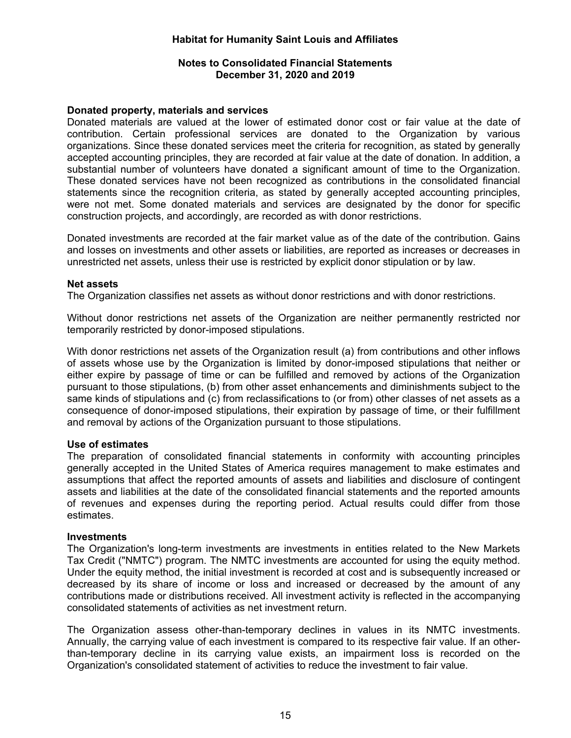### Donated property, materials and services

Donated materials are valued at the lower of estimated donor cost or fair value at the date of contribution. Certain professional services are donated to the Organization by various organizations. Since these donated services meet the criteria for recognition, as stated by generally accepted accounting principles, they are recorded at fair value at the date of donation. In addition, a substantial number of volunteers have donated a significant amount of time to the Organization. These donated services have not been recognized as contributions in the consolidated financial statements since the recognition criteria, as stated by generally accepted accounting principles, were not met. Some donated materials and services are designated by the donor for specific construction projects, and accordingly, are recorded as with donor restrictions.

Donated investments are recorded at the fair market value as of the date of the contribution. Gains and losses on investments and other assets or liabilities, are reported as increases or decreases in unrestricted net assets, unless their use is restricted by explicit donor stipulation or by law.

### Net assets

The Organization classifies net assets as without donor restrictions and with donor restrictions.

Without donor restrictions net assets of the Organization are neither permanently restricted nor temporarily restricted by donor-imposed stipulations.

With donor restrictions net assets of the Organization result (a) from contributions and other inflows of assets whose use by the Organization is limited by donor-imposed stipulations that neither or either expire by passage of time or can be fulfilled and removed by actions of the Organization pursuant to those stipulations, (b) from other asset enhancements and diminishments subject to the same kinds of stipulations and (c) from reclassifications to (or from) other classes of net assets as a consequence of donor-imposed stipulations, their expiration by passage of time, or their fulfillment and removal by actions of the Organization pursuant to those stipulations.

### Use of estimates

The preparation of consolidated financial statements in conformity with accounting principles generally accepted in the United States of America requires management to make estimates and assumptions that affect the reported amounts of assets and liabilities and disclosure of contingent assets and liabilities at the date of the consolidated financial statements and the reported amounts of revenues and expenses during the reporting period. Actual results could differ from those estimates.

### Investments

The Organization's long-term investments are investments in entities related to the New Markets Tax Credit ("NMTC") program. The NMTC investments are accounted for using the equity method. Under the equity method, the initial investment is recorded at cost and is subsequently increased or decreased by its share of income or loss and increased or decreased by the amount of any contributions made or distributions received. All investment activity is reflected in the accompanying consolidated statements of activities as net investment return.

The Organization assess other-than-temporary declines in values in its NMTC investments. Annually, the carrying value of each investment is compared to its respective fair value. If an other-than-temporary decline in its carrying value exists, an impairment loss is recorded on the Organization's consolidated statement of activities to reduce the investment to fair value.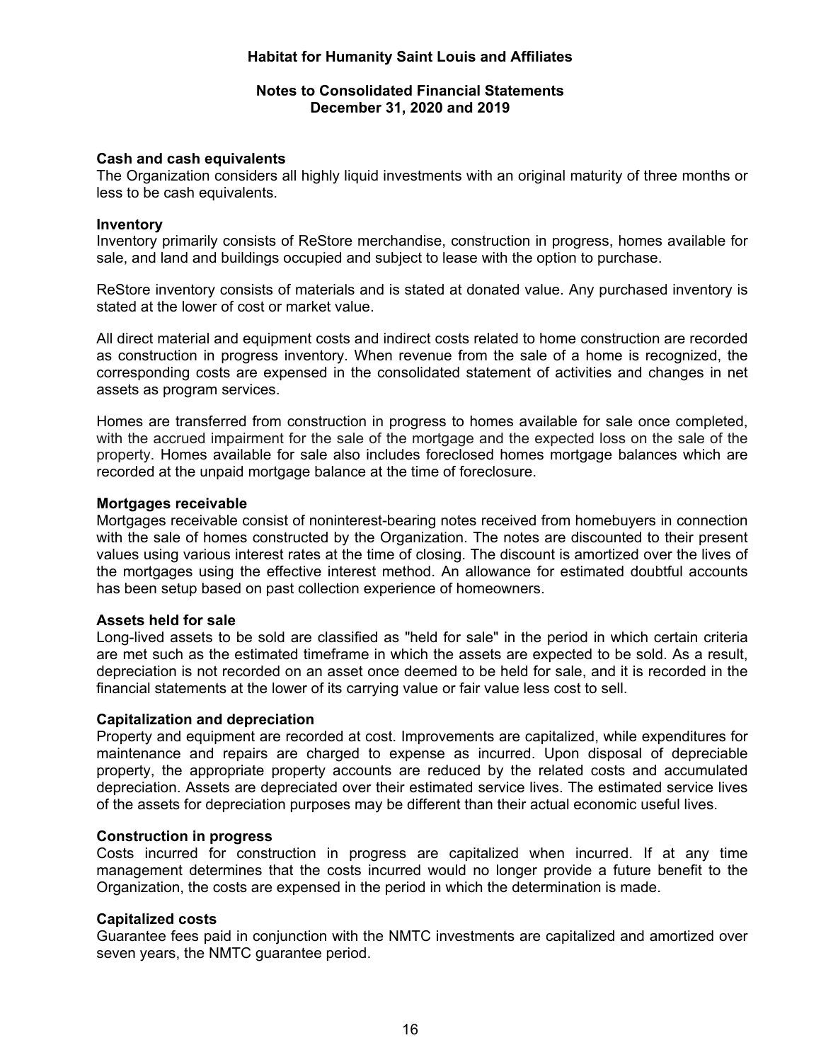### Cash and cash equivalents

The Organization considers all highly liquid investments with an original maturity of three months or less to be cash equivalents.

### Inventory

Inventory primarily consists of ReStore merchandise, construction in progress, homes available for sale, and land and buildings occupied and subject to lease with the option to purchase.

ReStore inventory consists of materials and is stated at donated value. Any purchased inventory is stated at the lower of cost or market value.

All direct material and equipment costs and indirect costs related to home construction are recorded as construction in progress inventory. When revenue from the sale of a home is recognized, the corresponding costs are expensed in the consolidated statement of activities and changes in net assets as program services.

Homes are transferred from construction in progress to homes available for sale once completed, with the accrued impairment for the sale of the mortgage and the expected loss on the sale of the property. Homes available for sale also includes foreclosed homes mortgage balances which are recorded at the unpaid mortgage balance at the time of foreclosure.

### Mortgages receivable

Mortgages receivable consist of noninterest-bearing notes received from homebuyers in connection with the sale of homes constructed by the Organization. The notes are discounted to their present values using various interest rates at the time of closing. The discount is amortized over the lives of the mortgages using the effective interest method. An allowance for estimated doubtful accounts has been setup based on past collection experience of homeowners.

### Assets held for sale

Long-lived assets to be sold are classified as "held for sale" in the period in which certain criteria are met such as the estimated timeframe in which the assets are expected to be sold. As a result, depreciation is not recorded on an asset once deemed to be held for sale, and it is recorded in the financial statements at the lower of its carrying value or fair value less cost to sell.

### Capitalization and depreciation

Property and equipment are recorded at cost. Improvements are capitalized, while expenditures for maintenance and repairs are charged to expense as incurred. Upon disposal of depreciable property, the appropriate property accounts are reduced by the related costs and accumulated depreciation. Assets are depreciated over their estimated service lives. The estimated service lives of the assets for depreciation purposes may be different than their actual economic useful lives.

### Construction in progress

Costs incurred for construction in progress are capitalized when incurred. If at any time management determines that the costs incurred would no longer provide a future benefit to the Organization, the costs are expensed in the period in which the determination is made.

### Capitalized costs

Guarantee fees paid in conjunction with the NMTC investments are capitalized and amortized over seven years, the NMTC guarantee period.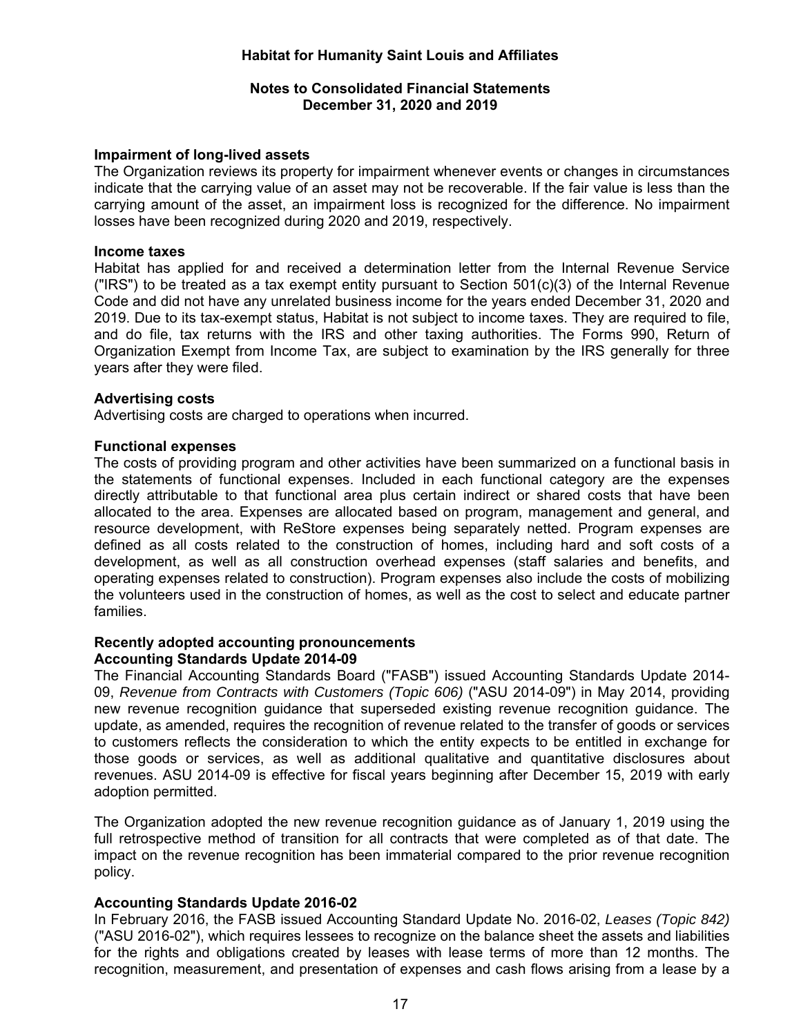**Impairment of long-lived assets**

The Organization reviews its property for impairment whenever events or changes in circumstances indicate that the carrying value of an asset may not be recoverable. If the fair value is less than the carrying amount of the asset, an impairment loss is recognized for the difference. No impairment losses have been recognized during 2020 and 2019, respectively.

**Income taxes**

Habitat has applied for and received a determination letter from the Internal Revenue Service ("IRS") to be treated as a tax exempt entity pursuant to Section 501(c)(3) of the Internal Revenue Code and did not have any unrelated business income for the years ended December 31, 2020 and 2019. Due to its tax-exempt status, Habitat is not subject to income taxes. They are required to file, and do file, tax returns with the IRS and other taxing authorities. The Forms 990, Return of Organization Exempt from Income Tax, are subject to examination by the IRS generally for three years after they were filed.

**Advertising costs**

Advertising costs are charged to operations when incurred.

**Functional expenses**

The costs of providing program and other activities have been summarized on a functional basis in the statements of functional expenses. Included in each functional category are the expenses directly attributable to that functional area plus certain indirect or shared costs that have been allocated to the area. Expenses are allocated based on program, management and general, and resource development, with ReStore expenses being separately netted. Program expenses are defined as all costs related to the construction of homes, including hard and soft costs of a development, as well as all construction overhead expenses (staff salaries and benefits, and operating expenses related to construction). Program expenses also include the costs of mobilizing the volunteers used in the construction of homes, as well as the cost to select and educate partner families.

**Recently adopted accounting pronouncements**

**Accounting Standards Update 2014-09**

The Financial Accounting Standards Board ("FASB") issued Accounting Standards Update 2014-09, *Revenue from Contracts with Customers (Topic 606)* ("ASU 2014-09") in May 2014, providing new revenue recognition guidance that superseded existing revenue recognition guidance. The update, as amended, requires the recognition of revenue related to the transfer of goods or services to customers reflects the consideration to which the entity expects to be entitled in exchange for those goods or services, as well as additional qualitative and quantitative disclosures about revenues. ASU 2014-09 is effective for fiscal years beginning after December 15, 2019 with early adoption permitted.

The Organization adopted the new revenue recognition guidance as of January 1, 2019 using the full retrospective method of transition for all contracts that were completed as of that date. The impact on the revenue recognition has been immaterial compared to the prior revenue recognition policy.

**Accounting Standards Update 2016-02**

In February 2016, the FASB issued Accounting Standard Update No. 2016-02, *Leases (Topic 842)* ("ASU 2016-02"), which requires lessees to recognize on the balance sheet the assets and liabilities for the rights and obligations created by leases with lease terms of more than 12 months. The recognition, measurement, and presentation of expenses and cash flows arising from a lease by a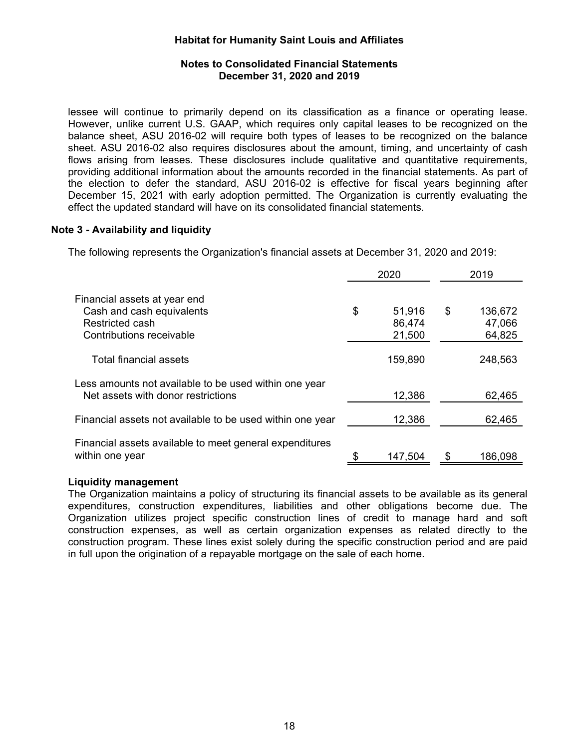lessee will continue to primarily depend on its classification as a finance or operating lease. However, unlike current U.S. GAAP, which requires only capital leases to be recognized on the balance sheet, ASU 2016-02 will require both types of leases to be recognized on the balance sheet. ASU 2016-02 also requires disclosures about the amount, timing, and uncertainty of cash flows arising from leases. These disclosures include qualitative and quantitative requirements, providing additional information about the amounts recorded in the financial statements. As part of the election to defer the standard, ASU 2016-02 is effective for fiscal years beginning after December 15, 2021 with early adoption permitted. The Organization is currently evaluating the effect the updated standard will have on its consolidated financial statements.

## Note 3 - Availability and liquidity

The following represents the Organization's financial assets at December 31, 2020 and 2019:

| | 2020 | 2019 |
|---|---|---|
| Financial assets at year end | | |
| Cash and cash equivalents | $ 51,916 | $ 136,672 |
| Restricted cash | 86,474 | 47,066 |
| Contributions receivable | 21,500 | 64,825 |
| Total financial assets | 159,890 | 248,563 |
| Less amounts not available to be used within one year | | |
| Net assets with donor restrictions | 12,386 | 62,465 |
| Financial assets not available to be used within one year | 12,386 | 62,465 |
| Financial assets available to meet general expenditures within one year | $ 147,504 | $ 186,098 |

**Liquidity management**

The Organization maintains a policy of structuring its financial assets to be available as its general expenditures, construction expenditures, liabilities and other obligations become due. The Organization utilizes project specific construction lines of credit to manage hard and soft construction expenses, as well as certain organization expenses as related directly to the construction program. These lines exist solely during the specific construction period and are paid in full upon the origination of a repayable mortgage on the sale of each home.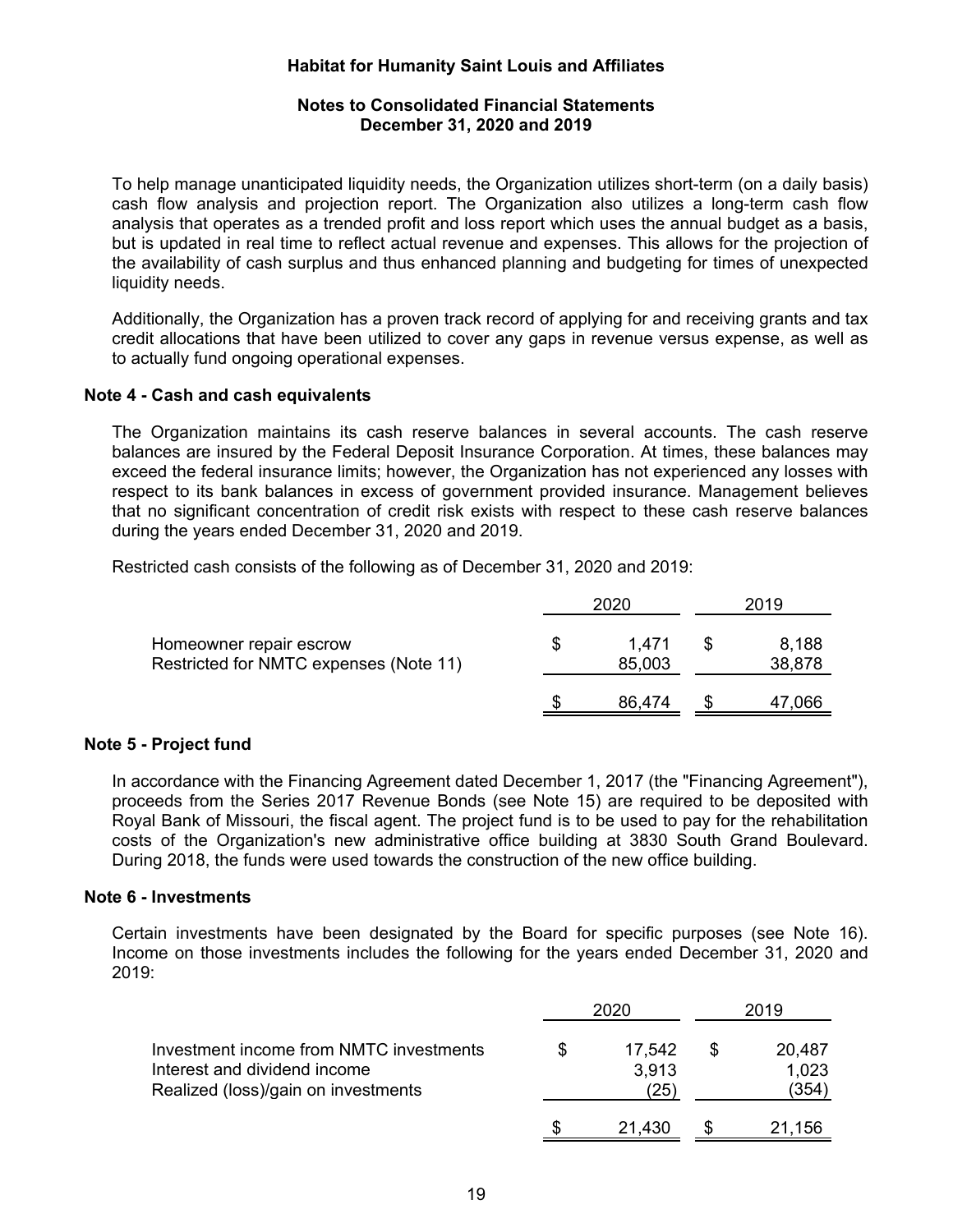To help manage unanticipated liquidity needs, the Organization utilizes short-term (on a daily basis) cash flow analysis and projection report. The Organization also utilizes a long-term cash flow analysis that operates as a trended profit and loss report which uses the annual budget as a basis, but is updated in real time to reflect actual revenue and expenses. This allows for the projection of the availability of cash surplus and thus enhanced planning and budgeting for times of unexpected liquidity needs.

Additionally, the Organization has a proven track record of applying for and receiving grants and tax credit allocations that have been utilized to cover any gaps in revenue versus expense, as well as to actually fund ongoing operational expenses.

## Note 4 - Cash and cash equivalents

The Organization maintains its cash reserve balances in several accounts. The cash reserve balances are insured by the Federal Deposit Insurance Corporation. At times, these balances may exceed the federal insurance limits; however, the Organization has not experienced any losses with respect to its bank balances in excess of government provided insurance. Management believes that no significant concentration of credit risk exists with respect to these cash reserve balances during the years ended December 31, 2020 and 2019.

Restricted cash consists of the following as of December 31, 2020 and 2019:

| | 2020 | 2019 |
|---|---|---|
| Homeowner repair escrow | $ 1,471 | $ 8,188 |
| Restricted for NMTC expenses (Note 11) | 85,003 | 38,878 |
| | $ 86,474 | $ 47,066 |

## Note 5 - Project fund

In accordance with the Financing Agreement dated December 1, 2017 (the "Financing Agreement"), proceeds from the Series 2017 Revenue Bonds (see Note 15) are required to be deposited with Royal Bank of Missouri, the fiscal agent. The project fund is to be used to pay for the rehabilitation costs of the Organization's new administrative office building at 3830 South Grand Boulevard. During 2018, the funds were used towards the construction of the new office building.

## Note 6 - Investments

Certain investments have been designated by the Board for specific purposes (see Note 16). Income on those investments includes the following for the years ended December 31, 2020 and 2019:

| | 2020 | 2019 |
|---|---|---|
| Investment income from NMTC investments | $ 17,542 | $ 20,487 |
| Interest and dividend income | 3,913 | 1,023 |
| Realized (loss)/gain on investments | (25) | (354) |
| | $ 21,430 | $ 21,156 |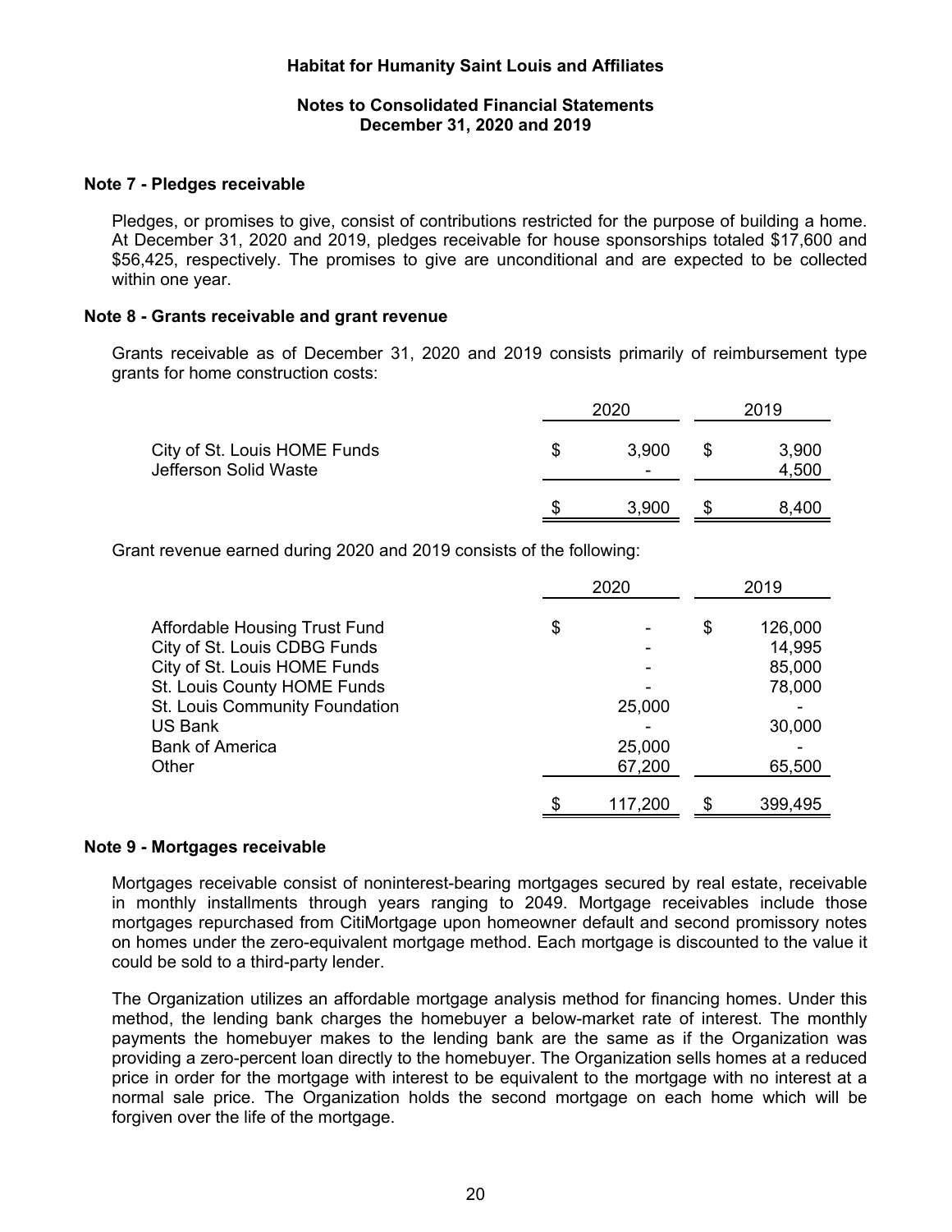**Habitat for Humanity Saint Louis and Affiliates**

**Notes to Consolidated Financial Statements**
**December 31, 2020 and 2019**

### Note 7 - Pledges receivable

Pledges, or promises to give, consist of contributions restricted for the purpose of building a home. At December 31, 2020 and 2019, pledges receivable for house sponsorships totaled $17,600 and $56,425, respectively. The promises to give are unconditional and are expected to be collected within one year.

### Note 8 - Grants receivable and grant revenue

Grants receivable as of December 31, 2020 and 2019 consists primarily of reimbursement type grants for home construction costs:

| | 2020 | 2019 |
|---|---|---|
| City of St. Louis HOME Funds | $ 3,900 | $ 3,900 |
| Jefferson Solid Waste | - | 4,500 |
| | $ 3,900 | $ 8,400 |

Grant revenue earned during 2020 and 2019 consists of the following:

| | 2020 | 2019 |
|---|---|---|
| Affordable Housing Trust Fund | $ - | $ 126,000 |
| City of St. Louis CDBG Funds | - | 14,995 |
| City of St. Louis HOME Funds | - | 85,000 |
| St. Louis County HOME Funds | - | 78,000 |
| St. Louis Community Foundation | 25,000 | - |
| US Bank | - | 30,000 |
| Bank of America | 25,000 | - |
| Other | 67,200 | 65,500 |
| | $ 117,200 | $ 399,495 |

### Note 9 - Mortgages receivable

Mortgages receivable consist of noninterest-bearing mortgages secured by real estate, receivable in monthly installments through years ranging to 2049. Mortgage receivables include those mortgages repurchased from CitiMortgage upon homeowner default and second promissory notes on homes under the zero-equivalent mortgage method. Each mortgage is discounted to the value it could be sold to a third-party lender.

The Organization utilizes an affordable mortgage analysis method for financing homes. Under this method, the lending bank charges the homebuyer a below-market rate of interest. The monthly payments the homebuyer makes to the lending bank are the same as if the Organization was providing a zero-percent loan directly to the homebuyer. The Organization sells homes at a reduced price in order for the mortgage with interest to be equivalent to the mortgage with no interest at a normal sale price. The Organization holds the second mortgage on each home which will be forgiven over the life of the mortgage.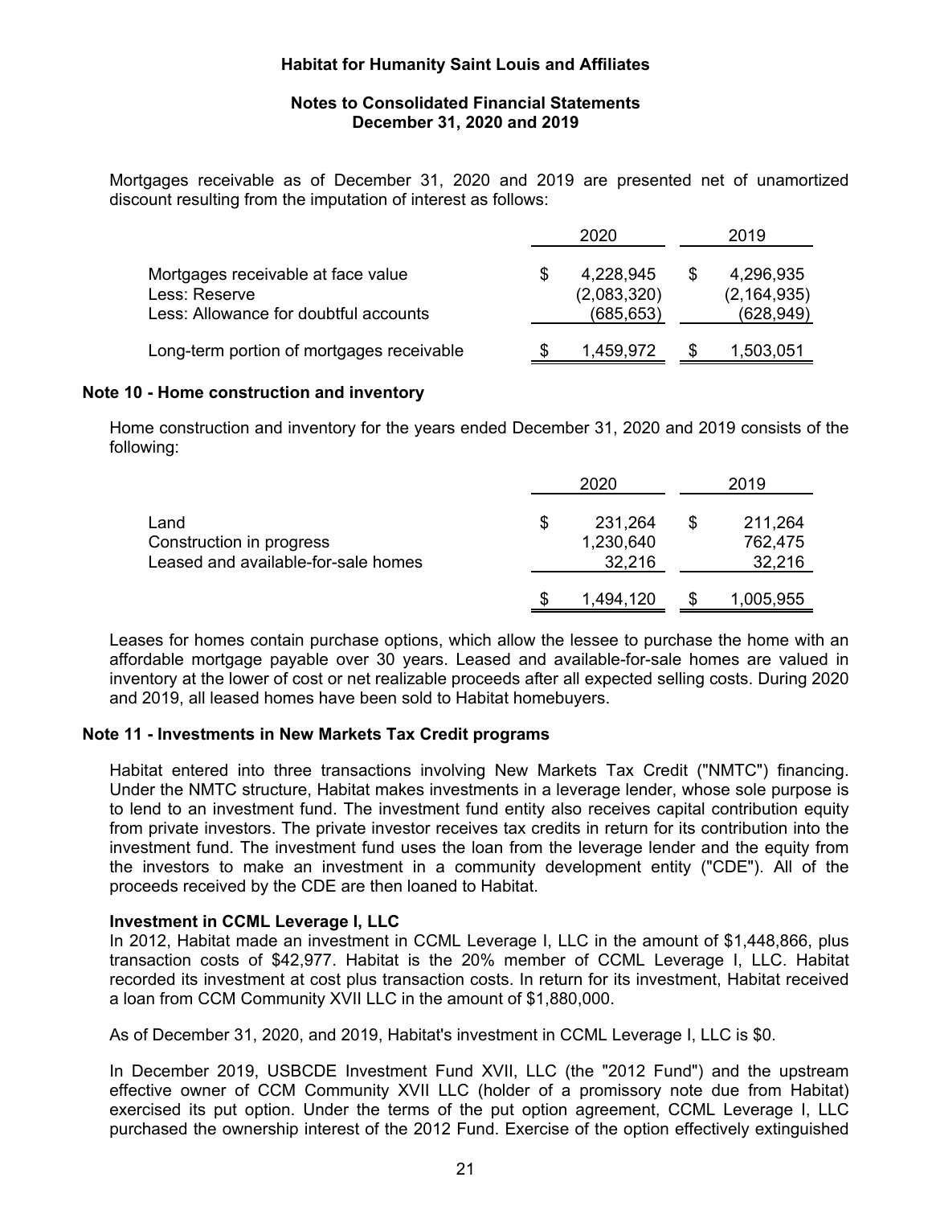Mortgages receivable as of December 31, 2020 and 2019 are presented net of unamortized discount resulting from the imputation of interest as follows:

| | 2020 | 2019 |
|---|---|---|
| Mortgages receivable at face value | $ 4,228,945 | $ 4,296,935 |
| Less: Reserve | (2,083,320) | (2,164,935) |
| Less: Allowance for doubtful accounts | (685,653) | (628,949) |
| Long-term portion of mortgages receivable | $ 1,459,972 | $ 1,503,051 |

## Note 10 - Home construction and inventory

Home construction and inventory for the years ended December 31, 2020 and 2019 consists of the following:

| | 2020 | 2019 |
|---|---|---|
| Land | $ 231,264 | $ 211,264 |
| Construction in progress | 1,230,640 | 762,475 |
| Leased and available-for-sale homes | 32,216 | 32,216 |
| | $ 1,494,120 | $ 1,005,955 |

Leases for homes contain purchase options, which allow the lessee to purchase the home with an affordable mortgage payable over 30 years. Leased and available-for-sale homes are valued in inventory at the lower of cost or net realizable proceeds after all expected selling costs. During 2020 and 2019, all leased homes have been sold to Habitat homebuyers.

## Note 11 - Investments in New Markets Tax Credit programs

Habitat entered into three transactions involving New Markets Tax Credit ("NMTC") financing. Under the NMTC structure, Habitat makes investments in a leverage lender, whose sole purpose is to lend to an investment fund. The investment fund entity also receives capital contribution equity from private investors. The private investor receives tax credits in return for its contribution into the investment fund. The investment fund uses the loan from the leverage lender and the equity from the investors to make an investment in a community development entity ("CDE"). All of the proceeds received by the CDE are then loaned to Habitat.

**Investment in CCML Leverage I, LLC**

In 2012, Habitat made an investment in CCML Leverage I, LLC in the amount of $1,448,866, plus transaction costs of $42,977. Habitat is the 20% member of CCML Leverage I, LLC. Habitat recorded its investment at cost plus transaction costs. In return for its investment, Habitat received a loan from CCM Community XVII LLC in the amount of $1,880,000.

As of December 31, 2020, and 2019, Habitat's investment in CCML Leverage I, LLC is $0.

In December 2019, USBCDE Investment Fund XVII, LLC (the "2012 Fund") and the upstream effective owner of CCM Community XVII LLC (holder of a promissory note due from Habitat) exercised its put option. Under the terms of the put option agreement, CCML Leverage I, LLC purchased the ownership interest of the 2012 Fund. Exercise of the option effectively extinguished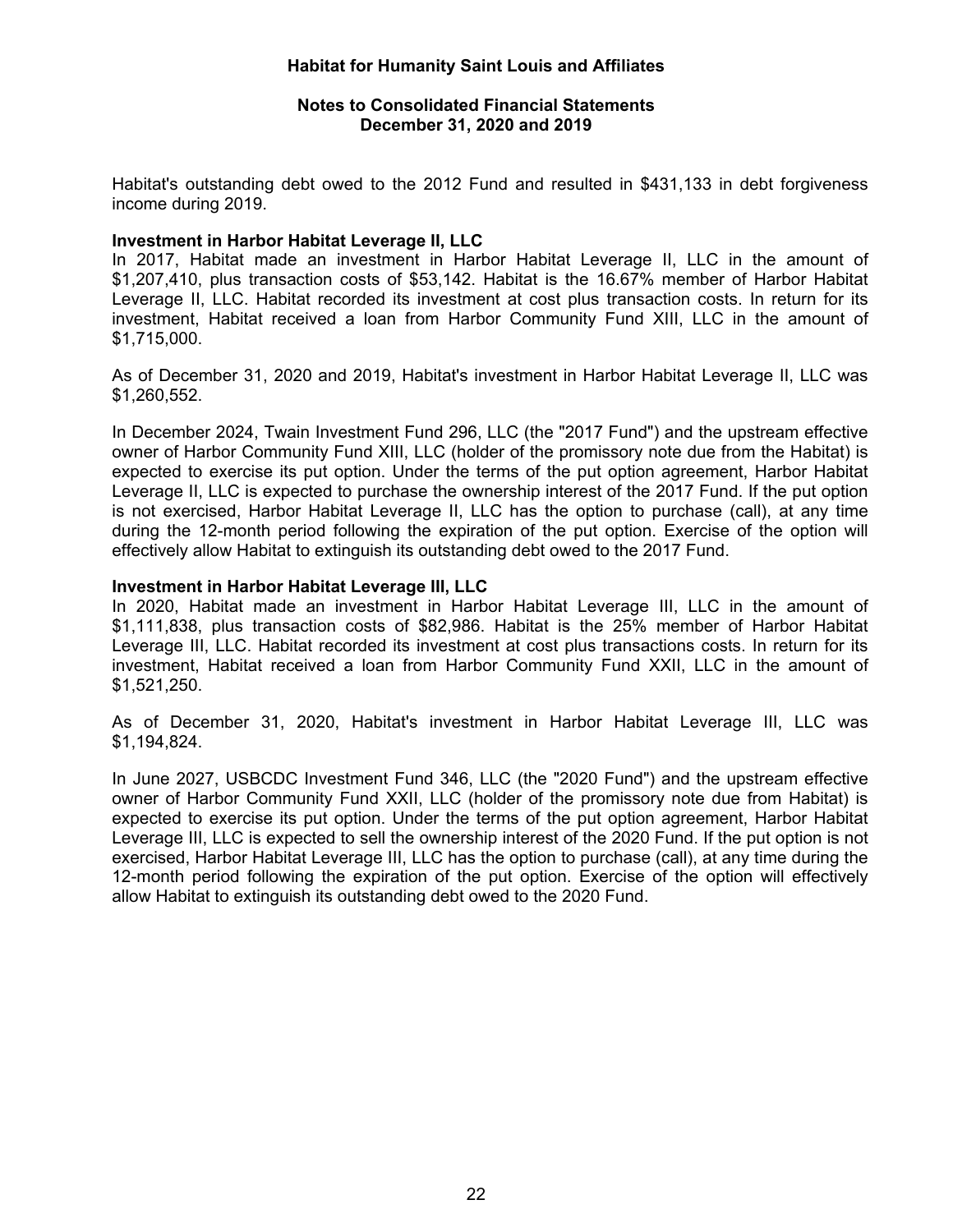Habitat's outstanding debt owed to the 2012 Fund and resulted in $431,133 in debt forgiveness income during 2019.

**Investment in Harbor Habitat Leverage II, LLC**

In 2017, Habitat made an investment in Harbor Habitat Leverage II, LLC in the amount of $1,207,410, plus transaction costs of $53,142. Habitat is the 16.67% member of Harbor Habitat Leverage II, LLC. Habitat recorded its investment at cost plus transaction costs. In return for its investment, Habitat received a loan from Harbor Community Fund XIII, LLC in the amount of $1,715,000.

As of December 31, 2020 and 2019, Habitat's investment in Harbor Habitat Leverage II, LLC was $1,260,552.

In December 2024, Twain Investment Fund 296, LLC (the "2017 Fund") and the upstream effective owner of Harbor Community Fund XIII, LLC (holder of the promissory note due from the Habitat) is expected to exercise its put option. Under the terms of the put option agreement, Harbor Habitat Leverage II, LLC is expected to purchase the ownership interest of the 2017 Fund. If the put option is not exercised, Harbor Habitat Leverage II, LLC has the option to purchase (call), at any time during the 12-month period following the expiration of the put option. Exercise of the option will effectively allow Habitat to extinguish its outstanding debt owed to the 2017 Fund.

**Investment in Harbor Habitat Leverage III, LLC**

In 2020, Habitat made an investment in Harbor Habitat Leverage III, LLC in the amount of $1,111,838, plus transaction costs of $82,986. Habitat is the 25% member of Harbor Habitat Leverage III, LLC. Habitat recorded its investment at cost plus transactions costs. In return for its investment, Habitat received a loan from Harbor Community Fund XXII, LLC in the amount of $1,521,250.

As of December 31, 2020, Habitat's investment in Harbor Habitat Leverage III, LLC was $1,194,824.

In June 2027, USBCDC Investment Fund 346, LLC (the "2020 Fund") and the upstream effective owner of Harbor Community Fund XXII, LLC (holder of the promissory note due from Habitat) is expected to exercise its put option. Under the terms of the put option agreement, Harbor Habitat Leverage III, LLC is expected to sell the ownership interest of the 2020 Fund. If the put option is not exercised, Harbor Habitat Leverage III, LLC has the option to purchase (call), at any time during the 12-month period following the expiration of the put option. Exercise of the option will effectively allow Habitat to extinguish its outstanding debt owed to the 2020 Fund.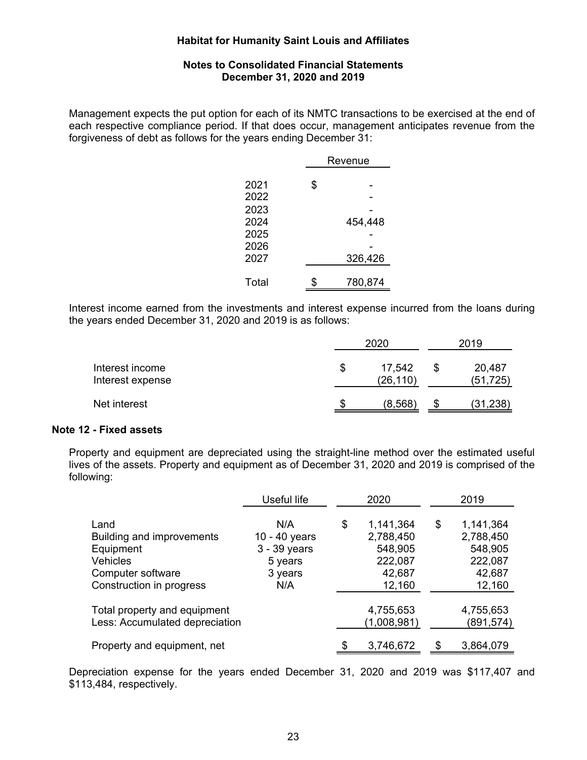Management expects the put option for each of its NMTC transactions to be exercised at the end of each respective compliance period. If that does occur, management anticipates revenue from the forgiveness of debt as follows for the years ending December 31:

| | Revenue |
|---|---|
| 2021 | $ - |
| 2022 | - |
| 2023 | - |
| 2024 | 454,448 |
| 2025 | - |
| 2026 | - |
| 2027 | 326,426 |
| Total | $ 780,874 |

Interest income earned from the investments and interest expense incurred from the loans during the years ended December 31, 2020 and 2019 is as follows:

| | 2020 | 2019 |
|---|---|---|
| Interest income | $ 17,542 | $ 20,487 |
| Interest expense | (26,110) | (51,725) |
| Net interest | $ (8,568) | $ (31,238) |

### Note 12 - Fixed assets

Property and equipment are depreciated using the straight-line method over the estimated useful lives of the assets. Property and equipment as of December 31, 2020 and 2019 is comprised of the following:

| | Useful life | 2020 | 2019 |
|---|---|---|---|
| Land | N/A | $ 1,141,364 | $ 1,141,364 |
| Building and improvements | 10 - 40 years | 2,788,450 | 2,788,450 |
| Equipment | 3 - 39 years | 548,905 | 548,905 |
| Vehicles | 5 years | 222,087 | 222,087 |
| Computer software | 3 years | 42,687 | 42,687 |
| Construction in progress | N/A | 12,160 | 12,160 |
| Total property and equipment | | 4,755,653 | 4,755,653 |
| Less: Accumulated depreciation | | (1,008,981) | (891,574) |
| Property and equipment, net | | $ 3,746,672 | $ 3,864,079 |

Depreciation expense for the years ended December 31, 2020 and 2019 was $117,407 and $113,484, respectively.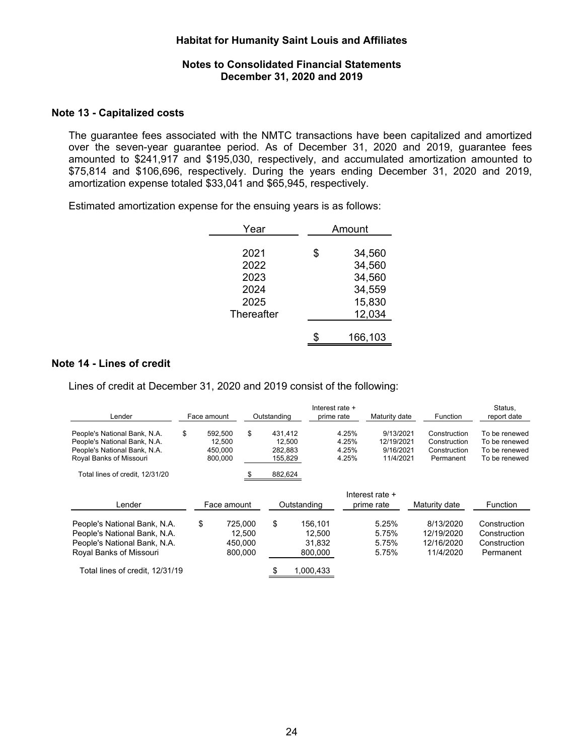## Note 13 - Capitalized costs

The guarantee fees associated with the NMTC transactions have been capitalized and amortized over the seven-year guarantee period. As of December 31, 2020 and 2019, guarantee fees amounted to $241,917 and $195,030, respectively, and accumulated amortization amounted to $75,814 and $106,696, respectively. During the years ending December 31, 2020 and 2019, amortization expense totaled $33,041 and $65,945, respectively.

Estimated amortization expense for the ensuing years is as follows:

| Year | Amount |
|---|---|
| 2021 | $ 34,560 |
| 2022 | 34,560 |
| 2023 | 34,560 |
| 2024 | 34,559 |
| 2025 | 15,830 |
| Thereafter | 12,034 |
| | $ 166,103 |

## Note 14 - Lines of credit

Lines of credit at December 31, 2020 and 2019 consist of the following:

| Lender | Face amount | Outstanding | Interest rate + prime rate | Maturity date | Function | Status, report date |
|---|---|---|---|---|---|---|
| People's National Bank, N.A. | $ 592,500 | $ 431,412 | 4.25% | 9/13/2021 | Construction | To be renewed |
| People's National Bank, N.A. | 12,500 | 12,500 | 4.25% | 12/19/2021 | Construction | To be renewed |
| People's National Bank, N.A. | 450,000 | 282,883 | 4.25% | 9/16/2021 | Construction | To be renewed |
| Royal Banks of Missouri | 800,000 | 155,829 | 4.25% | 11/4/2021 | Permanent | To be renewed |
| Total lines of credit, 12/31/20 | | $ 882,624 | | | | |

| Lender | Face amount | Outstanding | Interest rate + prime rate | Maturity date | Function |
|---|---|---|---|---|---|
| People's National Bank, N.A. | $ 725,000 | $ 156,101 | 5.25% | 8/13/2020 | Construction |
| People's National Bank, N.A. | 12,500 | 12,500 | 5.75% | 12/19/2020 | Construction |
| People's National Bank, N.A. | 450,000 | 31,832 | 5.75% | 12/16/2020 | Construction |
| Royal Banks of Missouri | 800,000 | 800,000 | 5.75% | 11/4/2020 | Permanent |
| Total lines of credit, 12/31/19 | | $ 1,000,433 | | | |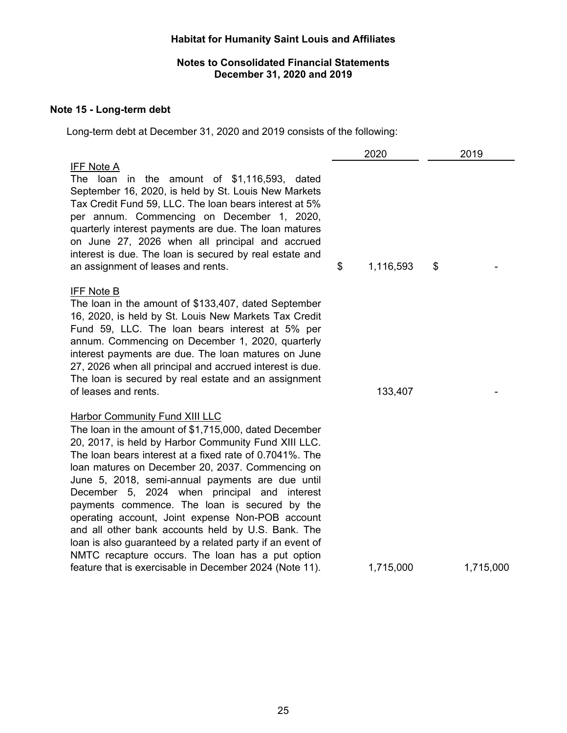## Habitat for Humanity Saint Louis and Affiliates

### Notes to Consolidated Financial Statements
### December 31, 2020 and 2019

**Note 15 - Long-term debt**

Long-term debt at December 31, 2020 and 2019 consists of the following:

| | 2020 | 2019 |
|---|---|---|
| IFF Note A<br>The loan in the amount of $1,116,593, dated September 16, 2020, is held by St. Louis New Markets Tax Credit Fund 59, LLC. The loan bears interest at 5% per annum. Commencing on December 1, 2020, quarterly interest payments are due. The loan matures on June 27, 2026 when all principal and accrued interest is due. The loan is secured by real estate and an assignment of leases and rents. | $ 1,116,593 | $ - |
| IFF Note B<br>The loan in the amount of $133,407, dated September 16, 2020, is held by St. Louis New Markets Tax Credit Fund 59, LLC. The loan bears interest at 5% per annum. Commencing on December 1, 2020, quarterly interest payments are due. The loan matures on June 27, 2026 when all principal and accrued interest is due. The loan is secured by real estate and an assignment of leases and rents. | 133,407 | - |
| Harbor Community Fund XIII LLC<br>The loan in the amount of $1,715,000, dated December 20, 2017, is held by Harbor Community Fund XIII LLC. The loan bears interest at a fixed rate of 0.7041%. The loan matures on December 20, 2037. Commencing on June 5, 2018, semi-annual payments are due until December 5, 2024 when principal and interest payments commence. The loan is secured by the operating account, Joint expense Non-POB account and all other bank accounts held by U.S. Bank. The loan is also guaranteed by a related party if an event of NMTC recapture occurs. The loan has a put option feature that is exercisable in December 2024 (Note 11). | 1,715,000 | 1,715,000 |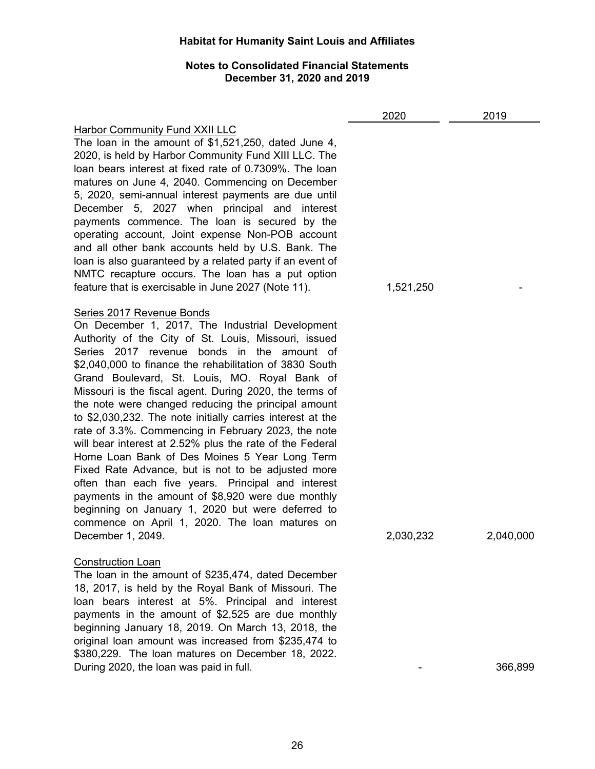| | 2020 | 2019 |
|---|---|---|
| Harbor Community Fund XXII LLC<br>The loan in the amount of $1,521,250, dated June 4, 2020, is held by Harbor Community Fund XIII LLC. The loan bears interest at fixed rate of 0.7309%. The loan matures on June 4, 2040. Commencing on December 5, 2020, semi-annual interest payments are due until December 5, 2027 when principal and interest payments commence. The loan is secured by the operating account, Joint expense Non-POB account and all other bank accounts held by U.S. Bank. The loan is also guaranteed by a related party if an event of NMTC recapture occurs. The loan has a put option feature that is exercisable in June 2027 (Note 11). | 1,521,250 | - |
| Series 2017 Revenue Bonds<br>On December 1, 2017, The Industrial Development Authority of the City of St. Louis, Missouri, issued Series 2017 revenue bonds in the amount of $2,040,000 to finance the rehabilitation of 3830 South Grand Boulevard, St. Louis, MO. Royal Bank of Missouri is the fiscal agent. During 2020, the terms of the note were changed reducing the principal amount to $2,030,232. The note initially carries interest at the rate of 3.3%. Commencing in February 2023, the note will bear interest at 2.52% plus the rate of the Federal Home Loan Bank of Des Moines 5 Year Long Term Fixed Rate Advance, but is not to be adjusted more often than each five years. Principal and interest payments in the amount of $8,920 were due monthly beginning on January 1, 2020 but were deferred to commence on April 1, 2020. The loan matures on December 1, 2049. | 2,030,232 | 2,040,000 |
| Construction Loan<br>The loan in the amount of $235,474, dated December 18, 2017, is held by the Royal Bank of Missouri. The loan bears interest at 5%. Principal and interest payments in the amount of $2,525 are due monthly beginning January 18, 2019. On March 13, 2018, the original loan amount was increased from $235,474 to $380,229. The loan matures on December 18, 2022. During 2020, the loan was paid in full. | - | 366,899 |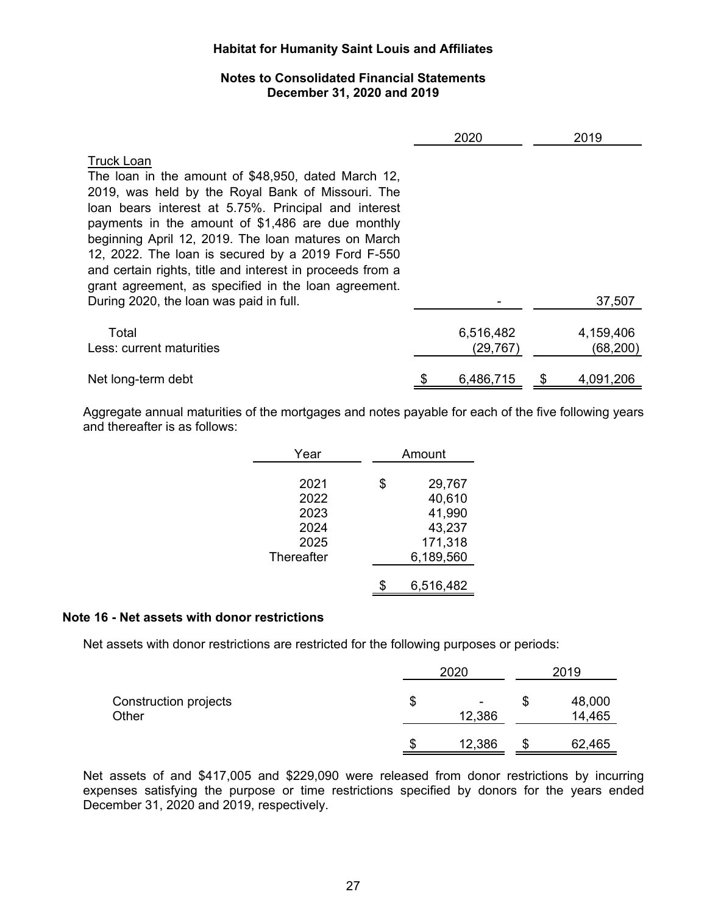# Habitat for Humanity Saint Louis and Affiliates

## Notes to Consolidated Financial Statements
## December 31, 2020 and 2019

| | 2020 | 2019 |
|---|---|---|
| Truck Loan<br>The loan in the amount of $48,950, dated March 12, 2019, was held by the Royal Bank of Missouri. The loan bears interest at 5.75%. Principal and interest payments in the amount of $1,486 are due monthly beginning April 12, 2019. The loan matures on March 12, 2022. The loan is secured by a 2019 Ford F-550 and certain rights, title and interest in proceeds from a grant agreement, as specified in the loan agreement. During 2020, the loan was paid in full. | - | 37,507 |
| Total | 6,516,482 | 4,159,406 |
| Less: current maturities | (29,767) | (68,200) |
| Net long-term debt | $ 6,486,715 | $ 4,091,206 |

Aggregate annual maturities of the mortgages and notes payable for each of the five following years and thereafter is as follows:

| Year | Amount |
|---|---|
| 2021 | $ 29,767 |
| 2022 | 40,610 |
| 2023 | 41,990 |
| 2024 | 43,237 |
| 2025 | 171,318 |
| Thereafter | 6,189,560 |
| | $ 6,516,482 |

### Note 16 - Net assets with donor restrictions

Net assets with donor restrictions are restricted for the following purposes or periods:

| | 2020 | 2019 |
|---|---|---|
| Construction projects | $ - | $ 48,000 |
| Other | 12,386 | 14,465 |
| | $ 12,386 | $ 62,465 |

Net assets of and $417,005 and $229,090 were released from donor restrictions by incurring expenses satisfying the purpose or time restrictions specified by donors for the years ended December 31, 2020 and 2019, respectively.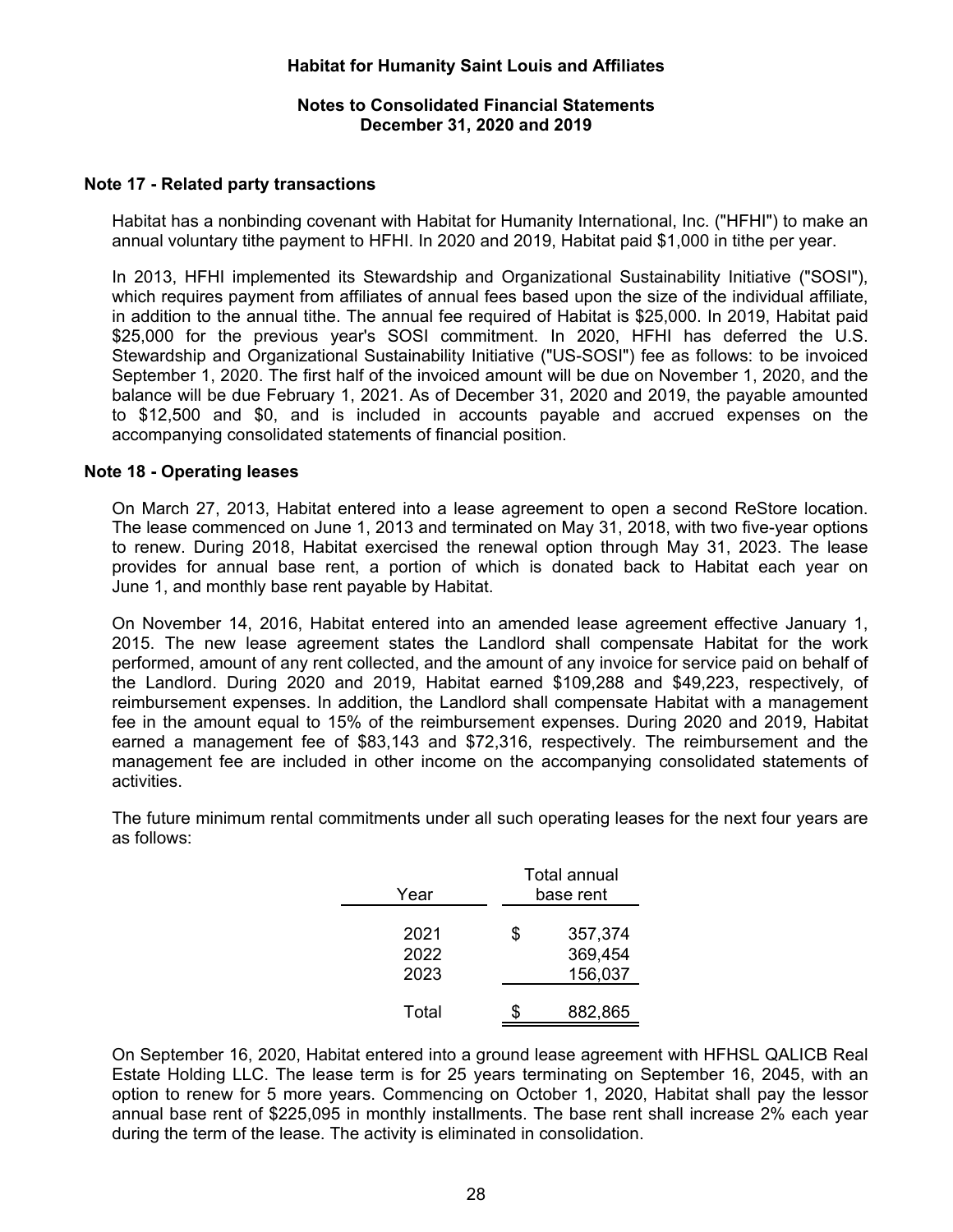## Note 17 - Related party transactions

Habitat has a nonbinding covenant with Habitat for Humanity International, Inc. ("HFHI") to make an annual voluntary tithe payment to HFHI. In 2020 and 2019, Habitat paid $1,000 in tithe per year.

In 2013, HFHI implemented its Stewardship and Organizational Sustainability Initiative ("SOSI"), which requires payment from affiliates of annual fees based upon the size of the individual affiliate, in addition to the annual tithe. The annual fee required of Habitat is $25,000. In 2019, Habitat paid $25,000 for the previous year's SOSI commitment. In 2020, HFHI has deferred the U.S. Stewardship and Organizational Sustainability Initiative ("US-SOSI") fee as follows: to be invoiced September 1, 2020. The first half of the invoiced amount will be due on November 1, 2020, and the balance will be due February 1, 2021. As of December 31, 2020 and 2019, the payable amounted to $12,500 and $0, and is included in accounts payable and accrued expenses on the accompanying consolidated statements of financial position.

## Note 18 - Operating leases

On March 27, 2013, Habitat entered into a lease agreement to open a second ReStore location. The lease commenced on June 1, 2013 and terminated on May 31, 2018, with two five-year options to renew. During 2018, Habitat exercised the renewal option through May 31, 2023. The lease provides for annual base rent, a portion of which is donated back to Habitat each year on June 1, and monthly base rent payable by Habitat.

On November 14, 2016, Habitat entered into an amended lease agreement effective January 1, 2015. The new lease agreement states the Landlord shall compensate Habitat for the work performed, amount of any rent collected, and the amount of any invoice for service paid on behalf of the Landlord. During 2020 and 2019, Habitat earned $109,288 and $49,223, respectively, of reimbursement expenses. In addition, the Landlord shall compensate Habitat with a management fee in the amount equal to 15% of the reimbursement expenses. During 2020 and 2019, Habitat earned a management fee of $83,143 and $72,316, respectively. The reimbursement and the management fee are included in other income on the accompanying consolidated statements of activities.

The future minimum rental commitments under all such operating leases for the next four years are as follows:

| Year | Total annual base rent |
|---|---|
| 2021 | $ 357,374 |
| 2022 | 369,454 |
| 2023 | 156,037 |
| Total | $ 882,865 |

On September 16, 2020, Habitat entered into a ground lease agreement with HFHSL QALICB Real Estate Holding LLC. The lease term is for 25 years terminating on September 16, 2045, with an option to renew for 5 more years. Commencing on October 1, 2020, Habitat shall pay the lessor annual base rent of $225,095 in monthly installments. The base rent shall increase 2% each year during the term of the lease. The activity is eliminated in consolidation.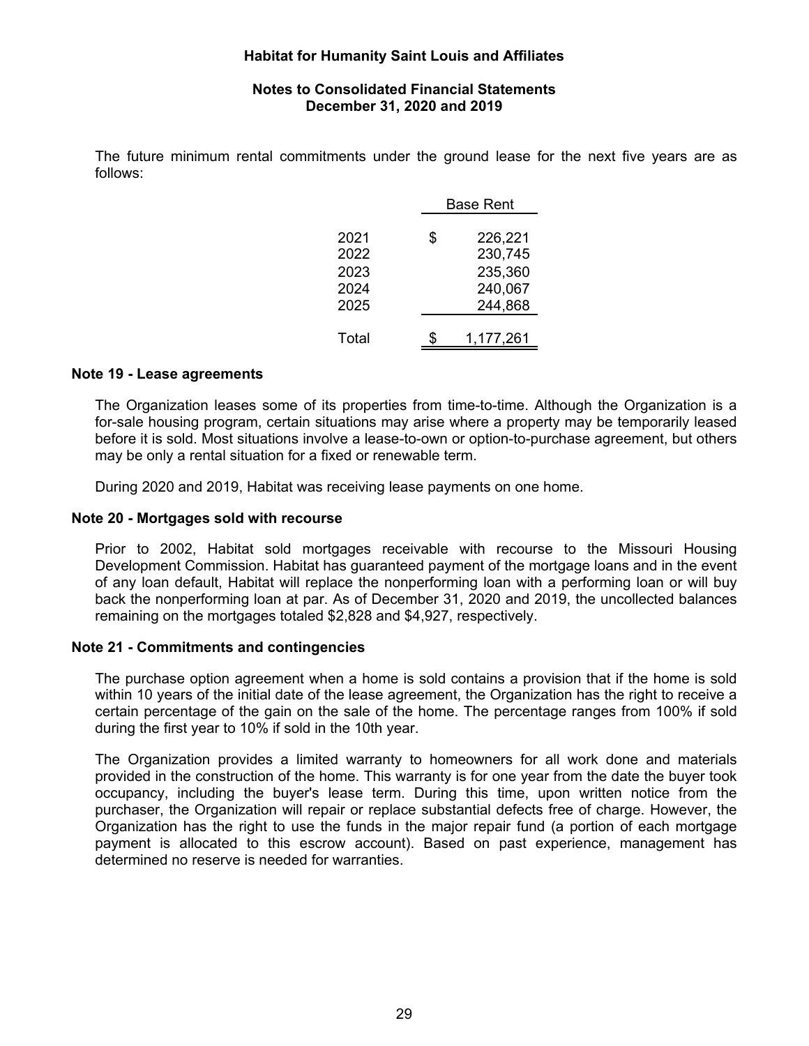The future minimum rental commitments under the ground lease for the next five years are as follows:

| | Base Rent |
|---|---|
| 2021 | $ 226,221 |
| 2022 | 230,745 |
| 2023 | 235,360 |
| 2024 | 240,067 |
| 2025 | 244,868 |
| Total | $ 1,177,261 |

**Note 19 - Lease agreements**

The Organization leases some of its properties from time-to-time. Although the Organization is a for-sale housing program, certain situations may arise where a property may be temporarily leased before it is sold. Most situations involve a lease-to-own or option-to-purchase agreement, but others may be only a rental situation for a fixed or renewable term.

During 2020 and 2019, Habitat was receiving lease payments on one home.

**Note 20 - Mortgages sold with recourse**

Prior to 2002, Habitat sold mortgages receivable with recourse to the Missouri Housing Development Commission. Habitat has guaranteed payment of the mortgage loans and in the event of any loan default, Habitat will replace the nonperforming loan with a performing loan or will buy back the nonperforming loan at par. As of December 31, 2020 and 2019, the uncollected balances remaining on the mortgages totaled $2,828 and $4,927, respectively.

**Note 21 - Commitments and contingencies**

The purchase option agreement when a home is sold contains a provision that if the home is sold within 10 years of the initial date of the lease agreement, the Organization has the right to receive a certain percentage of the gain on the sale of the home. The percentage ranges from 100% if sold during the first year to 10% if sold in the 10th year.

The Organization provides a limited warranty to homeowners for all work done and materials provided in the construction of the home. This warranty is for one year from the date the buyer took occupancy, including the buyer's lease term. During this time, upon written notice from the purchaser, the Organization will repair or replace substantial defects free of charge. However, the Organization has the right to use the funds in the major repair fund (a portion of each mortgage payment is allocated to this escrow account). Based on past experience, management has determined no reserve is needed for warranties.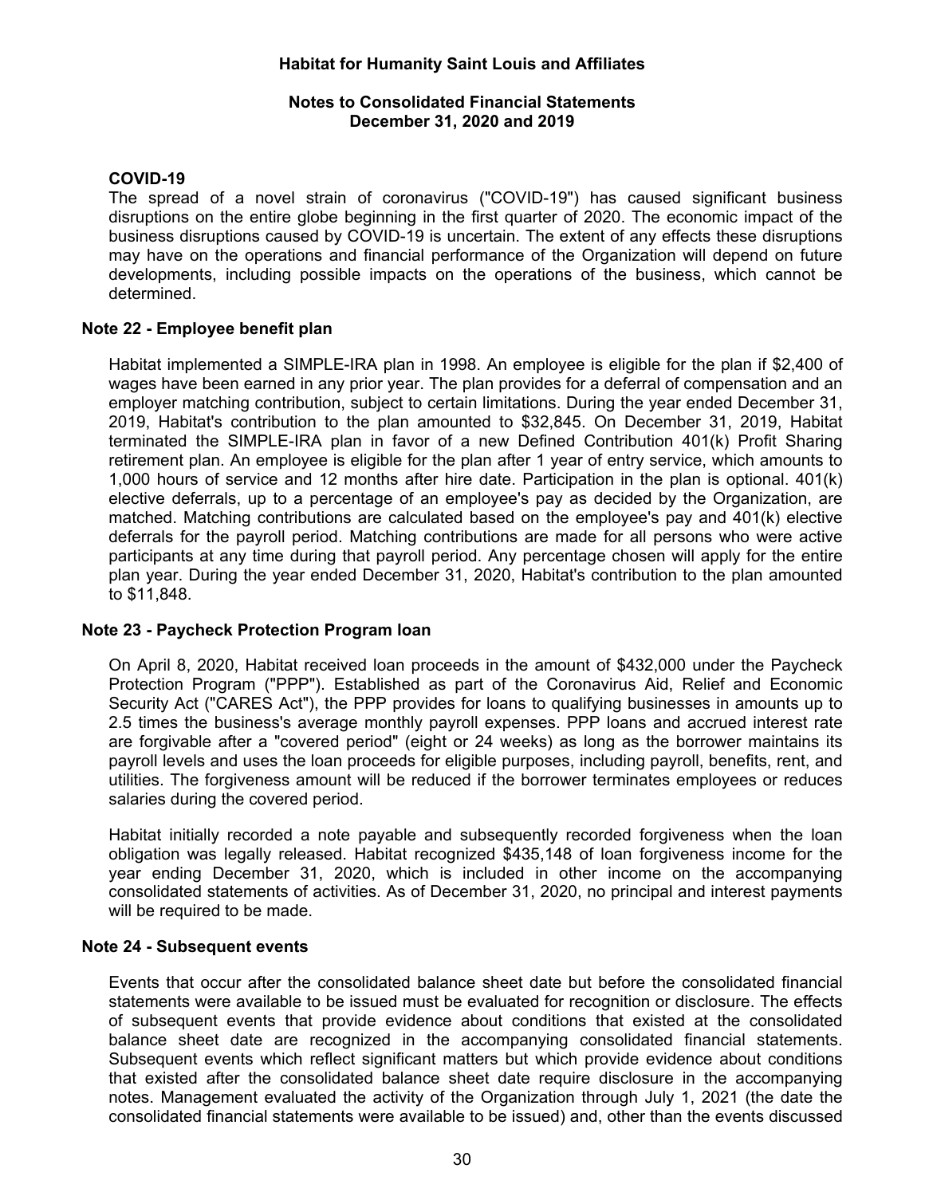### COVID-19

The spread of a novel strain of coronavirus ("COVID-19") has caused significant business disruptions on the entire globe beginning in the first quarter of 2020. The economic impact of the business disruptions caused by COVID-19 is uncertain. The extent of any effects these disruptions may have on the operations and financial performance of the Organization will depend on future developments, including possible impacts on the operations of the business, which cannot be determined.

## Note 22 - Employee benefit plan

Habitat implemented a SIMPLE-IRA plan in 1998. An employee is eligible for the plan if $2,400 of wages have been earned in any prior year. The plan provides for a deferral of compensation and an employer matching contribution, subject to certain limitations. During the year ended December 31, 2019, Habitat's contribution to the plan amounted to $32,845. On December 31, 2019, Habitat terminated the SIMPLE-IRA plan in favor of a new Defined Contribution 401(k) Profit Sharing retirement plan. An employee is eligible for the plan after 1 year of entry service, which amounts to 1,000 hours of service and 12 months after hire date. Participation in the plan is optional. 401(k) elective deferrals, up to a percentage of an employee's pay as decided by the Organization, are matched. Matching contributions are calculated based on the employee's pay and 401(k) elective deferrals for the payroll period. Matching contributions are made for all persons who were active participants at any time during that payroll period. Any percentage chosen will apply for the entire plan year. During the year ended December 31, 2020, Habitat's contribution to the plan amounted to $11,848.

## Note 23 - Paycheck Protection Program loan

On April 8, 2020, Habitat received loan proceeds in the amount of $432,000 under the Paycheck Protection Program ("PPP"). Established as part of the Coronavirus Aid, Relief and Economic Security Act ("CARES Act"), the PPP provides for loans to qualifying businesses in amounts up to 2.5 times the business's average monthly payroll expenses. PPP loans and accrued interest rate are forgivable after a "covered period" (eight or 24 weeks) as long as the borrower maintains its payroll levels and uses the loan proceeds for eligible purposes, including payroll, benefits, rent, and utilities. The forgiveness amount will be reduced if the borrower terminates employees or reduces salaries during the covered period.

Habitat initially recorded a note payable and subsequently recorded forgiveness when the loan obligation was legally released. Habitat recognized $435,148 of loan forgiveness income for the year ending December 31, 2020, which is included in other income on the accompanying consolidated statements of activities. As of December 31, 2020, no principal and interest payments will be required to be made.

## Note 24 - Subsequent events

Events that occur after the consolidated balance sheet date but before the consolidated financial statements were available to be issued must be evaluated for recognition or disclosure. The effects of subsequent events that provide evidence about conditions that existed at the consolidated balance sheet date are recognized in the accompanying consolidated financial statements. Subsequent events which reflect significant matters but which provide evidence about conditions that existed after the consolidated balance sheet date require disclosure in the accompanying notes. Management evaluated the activity of the Organization through July 1, 2021 (the date the consolidated financial statements were available to be issued) and, other than the events discussed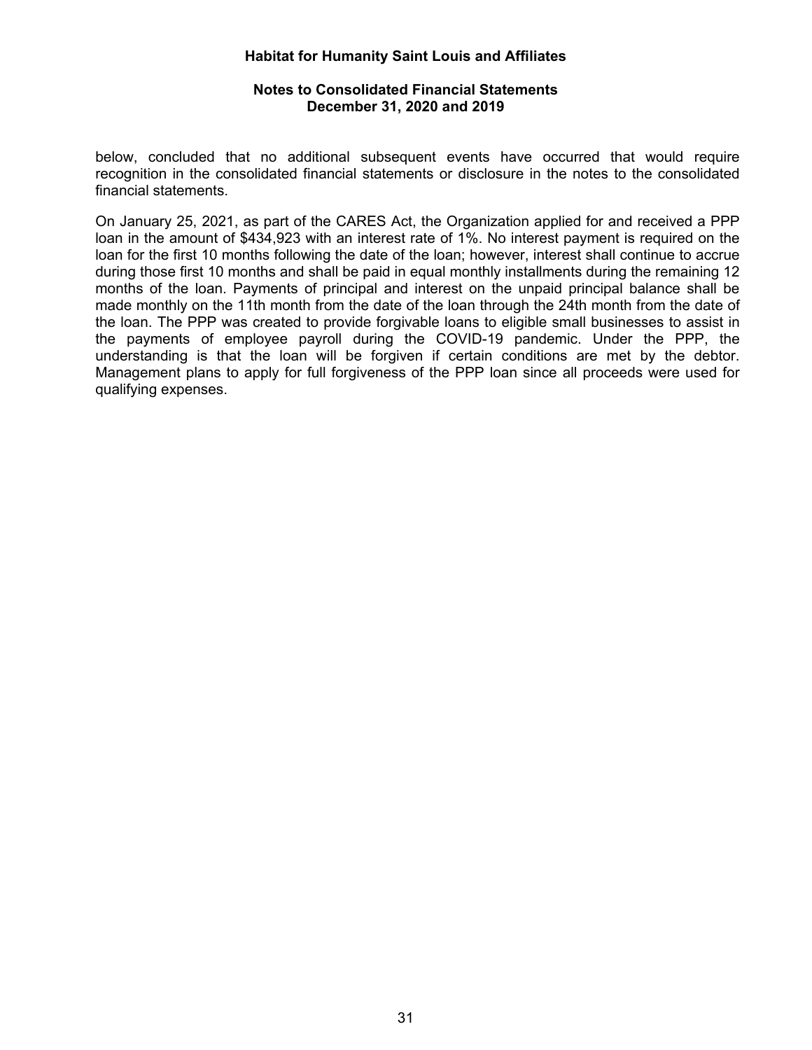below, concluded that no additional subsequent events have occurred that would require recognition in the consolidated financial statements or disclosure in the notes to the consolidated financial statements.

On January 25, 2021, as part of the CARES Act, the Organization applied for and received a PPP loan in the amount of $434,923 with an interest rate of 1%. No interest payment is required on the loan for the first 10 months following the date of the loan; however, interest shall continue to accrue during those first 10 months and shall be paid in equal monthly installments during the remaining 12 months of the loan. Payments of principal and interest on the unpaid principal balance shall be made monthly on the 11th month from the date of the loan through the 24th month from the date of the loan. The PPP was created to provide forgivable loans to eligible small businesses to assist in the payments of employee payroll during the COVID-19 pandemic. Under the PPP, the understanding is that the loan will be forgiven if certain conditions are met by the debtor. Management plans to apply for full forgiveness of the PPP loan since all proceeds were used for qualifying expenses.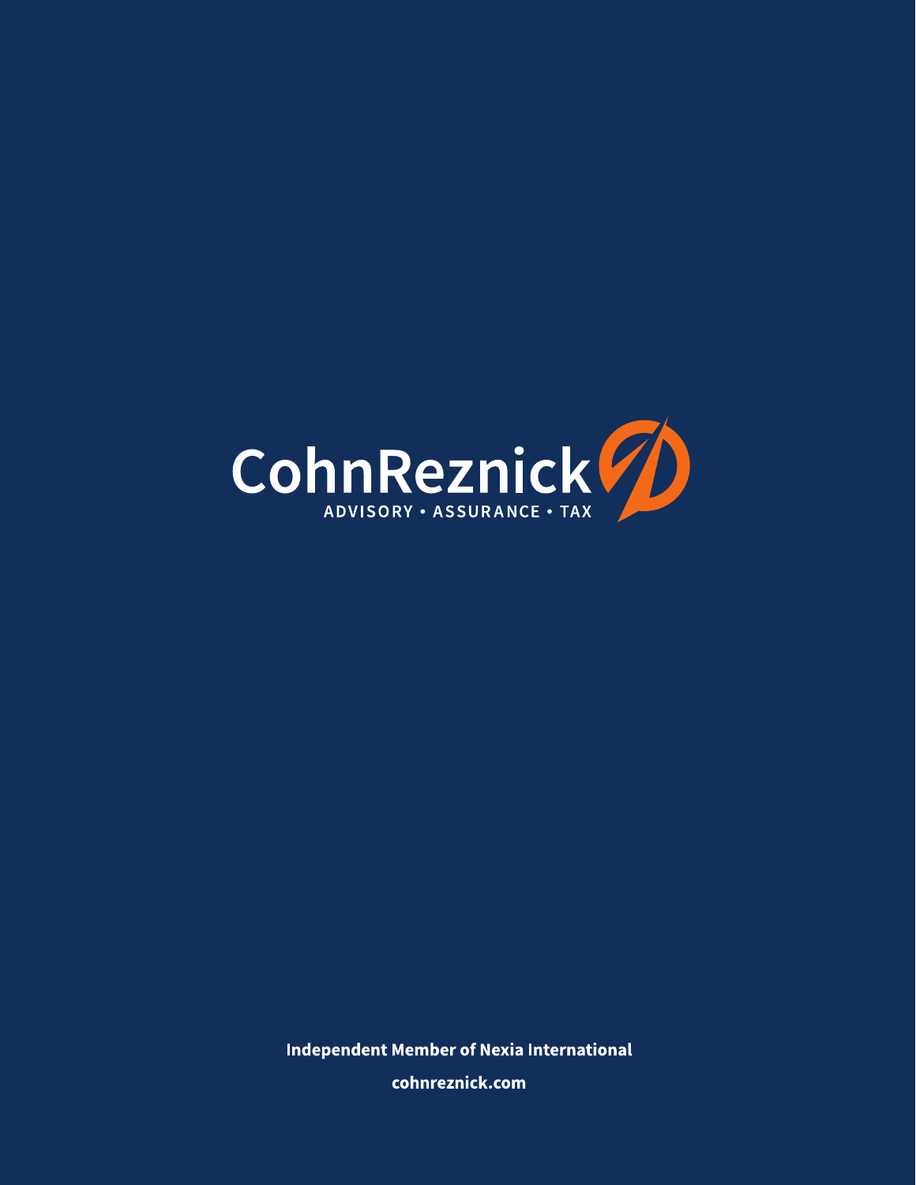CohnReznick

ADVISORY • ASSURANCE • TAX

**Independent Member of Nexia International**

**cohnreznick.com**